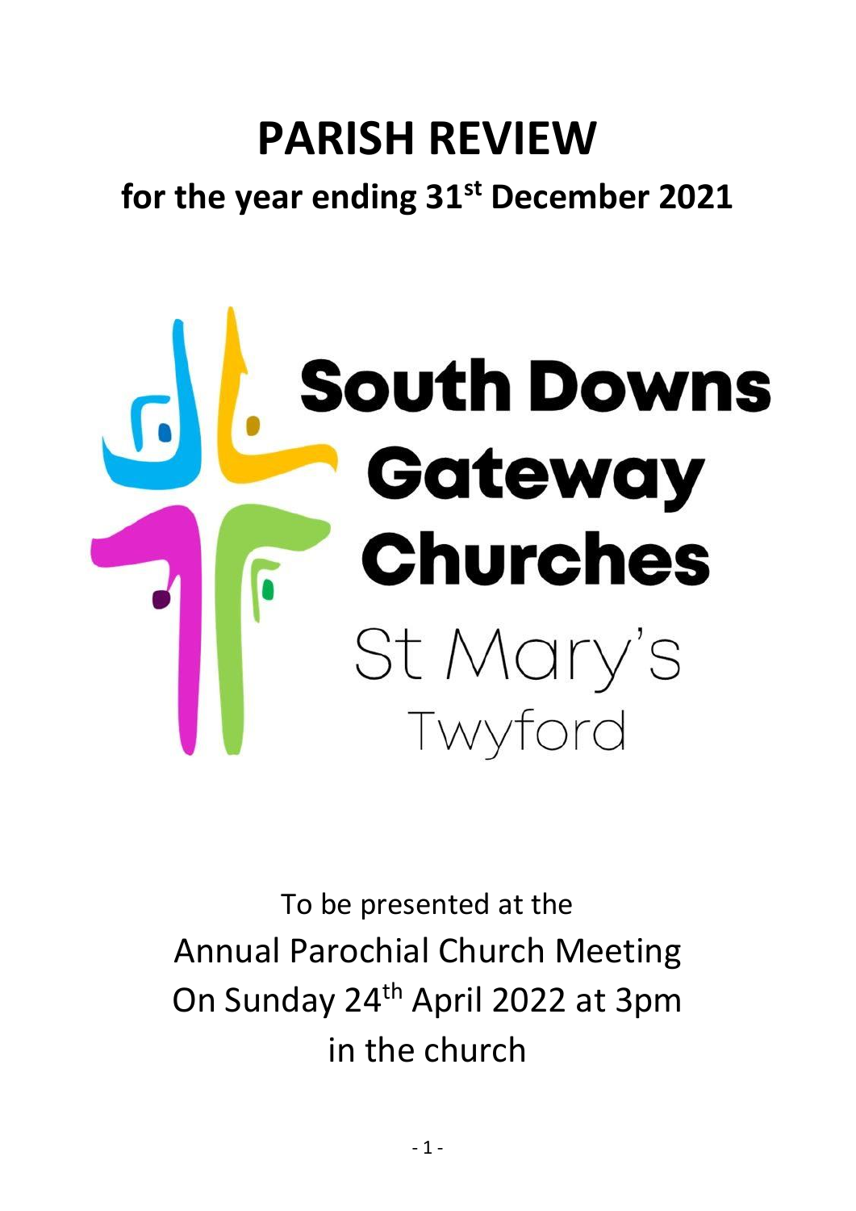# PARISH REVIEW

## for the year ending 31st December 2021

**South Downs Gateway Churches**

St Mary's

Twyford

To be presented at the

Annual Parochial Church Meeting

On Sunday 24th April 2022 at 3pm

in the church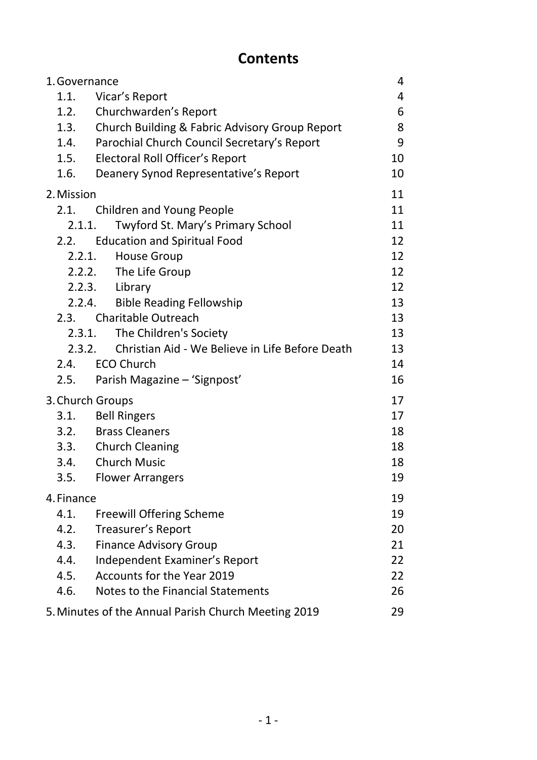# Contents

| | | |
|---|---|---|
| 1. Governance | | 4 |
| 1.1. | Vicar's Report | 4 |
| 1.2. | Churchwarden's Report | 6 |
| 1.3. | Church Building & Fabric Advisory Group Report | 8 |
| 1.4. | Parochial Church Council Secretary's Report | 9 |
| 1.5. | Electoral Roll Officer's Report | 10 |
| 1.6. | Deanery Synod Representative's Report | 10 |
| 2. Mission | | 11 |
| 2.1. | Children and Young People | 11 |
| 2.1.1. | Twyford St. Mary's Primary School | 11 |
| 2.2. | Education and Spiritual Food | 12 |
| 2.2.1. | House Group | 12 |
| 2.2.2. | The Life Group | 12 |
| 2.2.3. | Library | 12 |
| 2.2.4. | Bible Reading Fellowship | 13 |
| 2.3. | Charitable Outreach | 13 |
| 2.3.1. | The Children's Society | 13 |
| 2.3.2. | Christian Aid - We Believe in Life Before Death | 13 |
| 2.4. | ECO Church | 14 |
| 2.5. | Parish Magazine – 'Signpost' | 16 |
| 3. Church Groups | | 17 |
| 3.1. | Bell Ringers | 17 |
| 3.2. | Brass Cleaners | 18 |
| 3.3. | Church Cleaning | 18 |
| 3.4. | Church Music | 18 |
| 3.5. | Flower Arrangers | 19 |
| 4. Finance | | 19 |
| 4.1. | Freewill Offering Scheme | 19 |
| 4.2. | Treasurer's Report | 20 |
| 4.3. | Finance Advisory Group | 21 |
| 4.4. | Independent Examiner's Report | 22 |
| 4.5. | Accounts for the Year 2019 | 22 |
| 4.6. | Notes to the Financial Statements | 26 |
| 5. Minutes of the Annual Parish Church Meeting 2019 | | 29 |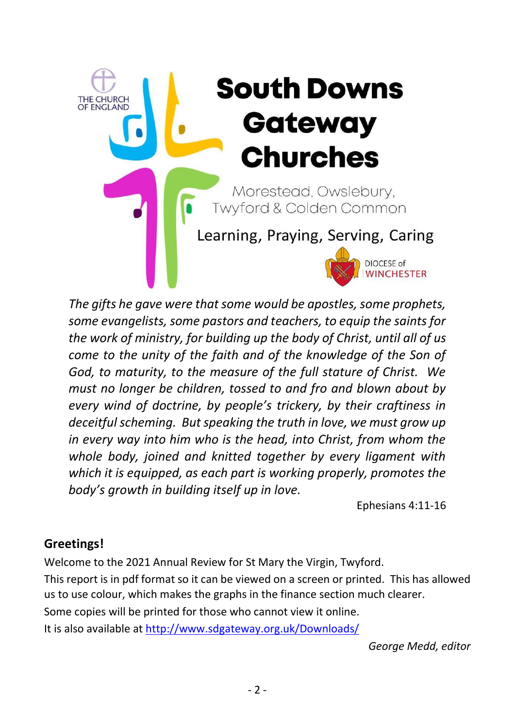THE CHURCH OF ENGLAND

# South Downs Gateway Churches

Morestead, Owslebury, Twyford & Colden Common

Learning, Praying, Serving, Caring

DIOCESE of WINCHESTER

*The gifts he gave were that some would be apostles, some prophets, some evangelists, some pastors and teachers, to equip the saints for the work of ministry, for building up the body of Christ, until all of us come to the unity of the faith and of the knowledge of the Son of God, to maturity, to the measure of the full stature of Christ. We must no longer be children, tossed to and fro and blown about by every wind of doctrine, by people's trickery, by their craftiness in deceitful scheming. But speaking the truth in love, we must grow up in every way into him who is the head, into Christ, from whom the whole body, joined and knitted together by every ligament with which it is equipped, as each part is working properly, promotes the body's growth in building itself up in love.*

Ephesians 4:11-16

## Greetings!

Welcome to the 2021 Annual Review for St Mary the Virgin, Twyford.

This report is in pdf format so it can be viewed on a screen or printed. This has allowed us to use colour, which makes the graphs in the finance section much clearer.

Some copies will be printed for those who cannot view it online.

It is also available at http://www.sdgateway.org.uk/Downloads/

*George Medd, editor*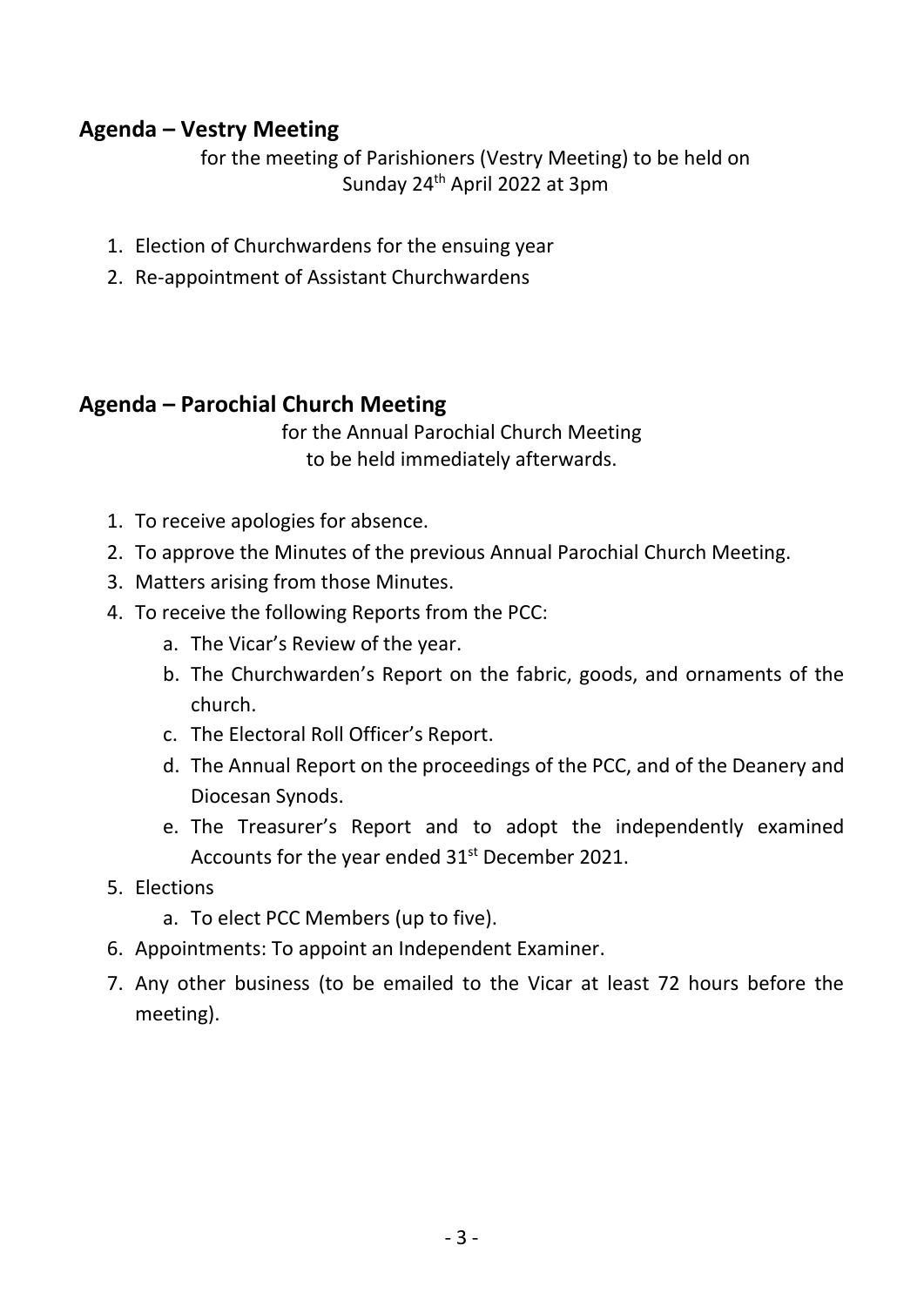## Agenda – Vestry Meeting

for the meeting of Parishioners (Vestry Meeting) to be held on Sunday 24th April 2022 at 3pm

1. Election of Churchwardens for the ensuing year
2. Re-appointment of Assistant Churchwardens

## Agenda – Parochial Church Meeting

for the Annual Parochial Church Meeting to be held immediately afterwards.

1. To receive apologies for absence.
2. To approve the Minutes of the previous Annual Parochial Church Meeting.
3. Matters arising from those Minutes.
4. To receive the following Reports from the PCC:
   a. The Vicar's Review of the year.
   b. The Churchwarden's Report on the fabric, goods, and ornaments of the church.
   c. The Electoral Roll Officer's Report.
   d. The Annual Report on the proceedings of the PCC, and of the Deanery and Diocesan Synods.
   e. The Treasurer's Report and to adopt the independently examined Accounts for the year ended 31st December 2021.
5. Elections
   a. To elect PCC Members (up to five).
6. Appointments: To appoint an Independent Examiner.
7. Any other business (to be emailed to the Vicar at least 72 hours before the meeting).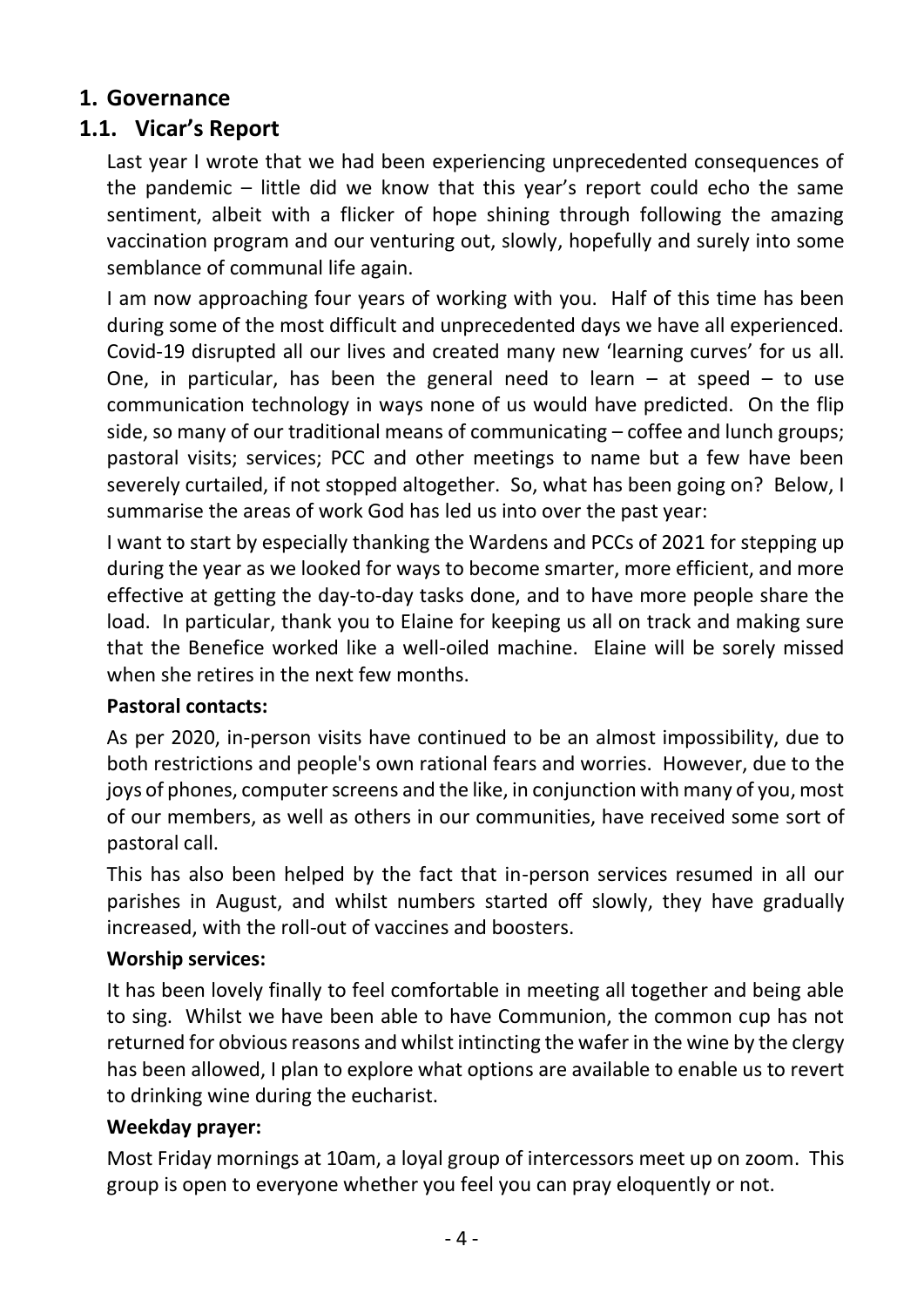# 1. Governance

## 1.1. Vicar's Report

Last year I wrote that we had been experiencing unprecedented consequences of the pandemic – little did we know that this year's report could echo the same sentiment, albeit with a flicker of hope shining through following the amazing vaccination program and our venturing out, slowly, hopefully and surely into some semblance of communal life again.

I am now approaching four years of working with you. Half of this time has been during some of the most difficult and unprecedented days we have all experienced. Covid-19 disrupted all our lives and created many new 'learning curves' for us all. One, in particular, has been the general need to learn – at speed – to use communication technology in ways none of us would have predicted. On the flip side, so many of our traditional means of communicating – coffee and lunch groups; pastoral visits; services; PCC and other meetings to name but a few have been severely curtailed, if not stopped altogether. So, what has been going on? Below, I summarise the areas of work God has led us into over the past year:

I want to start by especially thanking the Wardens and PCCs of 2021 for stepping up during the year as we looked for ways to become smarter, more efficient, and more effective at getting the day-to-day tasks done, and to have more people share the load. In particular, thank you to Elaine for keeping us all on track and making sure that the Benefice worked like a well-oiled machine. Elaine will be sorely missed when she retires in the next few months.

**Pastoral contacts:**

As per 2020, in-person visits have continued to be an almost impossibility, due to both restrictions and people's own rational fears and worries. However, due to the joys of phones, computer screens and the like, in conjunction with many of you, most of our members, as well as others in our communities, have received some sort of pastoral call.

This has also been helped by the fact that in-person services resumed in all our parishes in August, and whilst numbers started off slowly, they have gradually increased, with the roll-out of vaccines and boosters.

**Worship services:**

It has been lovely finally to feel comfortable in meeting all together and being able to sing. Whilst we have been able to have Communion, the common cup has not returned for obvious reasons and whilst intincting the wafer in the wine by the clergy has been allowed, I plan to explore what options are available to enable us to revert to drinking wine during the eucharist.

**Weekday prayer:**

Most Friday mornings at 10am, a loyal group of intercessors meet up on zoom. This group is open to everyone whether you feel you can pray eloquently or not.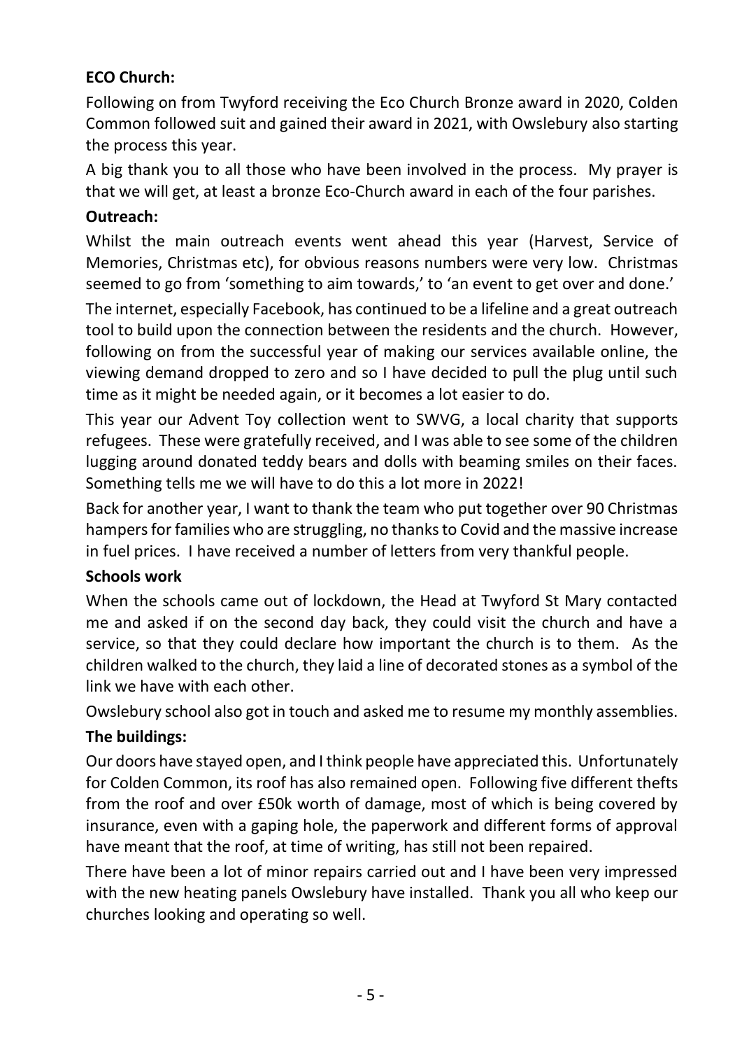**ECO Church:**

Following on from Twyford receiving the Eco Church Bronze award in 2020, Colden Common followed suit and gained their award in 2021, with Owslebury also starting the process this year.

A big thank you to all those who have been involved in the process. My prayer is that we will get, at least a bronze Eco-Church award in each of the four parishes.

**Outreach:**

Whilst the main outreach events went ahead this year (Harvest, Service of Memories, Christmas etc), for obvious reasons numbers were very low. Christmas seemed to go from 'something to aim towards,' to 'an event to get over and done.'

The internet, especially Facebook, has continued to be a lifeline and a great outreach tool to build upon the connection between the residents and the church. However, following on from the successful year of making our services available online, the viewing demand dropped to zero and so I have decided to pull the plug until such time as it might be needed again, or it becomes a lot easier to do.

This year our Advent Toy collection went to SWVG, a local charity that supports refugees. These were gratefully received, and I was able to see some of the children lugging around donated teddy bears and dolls with beaming smiles on their faces. Something tells me we will have to do this a lot more in 2022!

Back for another year, I want to thank the team who put together over 90 Christmas hampers for families who are struggling, no thanks to Covid and the massive increase in fuel prices. I have received a number of letters from very thankful people.

**Schools work**

When the schools came out of lockdown, the Head at Twyford St Mary contacted me and asked if on the second day back, they could visit the church and have a service, so that they could declare how important the church is to them. As the children walked to the church, they laid a line of decorated stones as a symbol of the link we have with each other.

Owslebury school also got in touch and asked me to resume my monthly assemblies.

**The buildings:**

Our doors have stayed open, and I think people have appreciated this. Unfortunately for Colden Common, its roof has also remained open. Following five different thefts from the roof and over £50k worth of damage, most of which is being covered by insurance, even with a gaping hole, the paperwork and different forms of approval have meant that the roof, at time of writing, has still not been repaired.

There have been a lot of minor repairs carried out and I have been very impressed with the new heating panels Owslebury have installed. Thank you all who keep our churches looking and operating so well.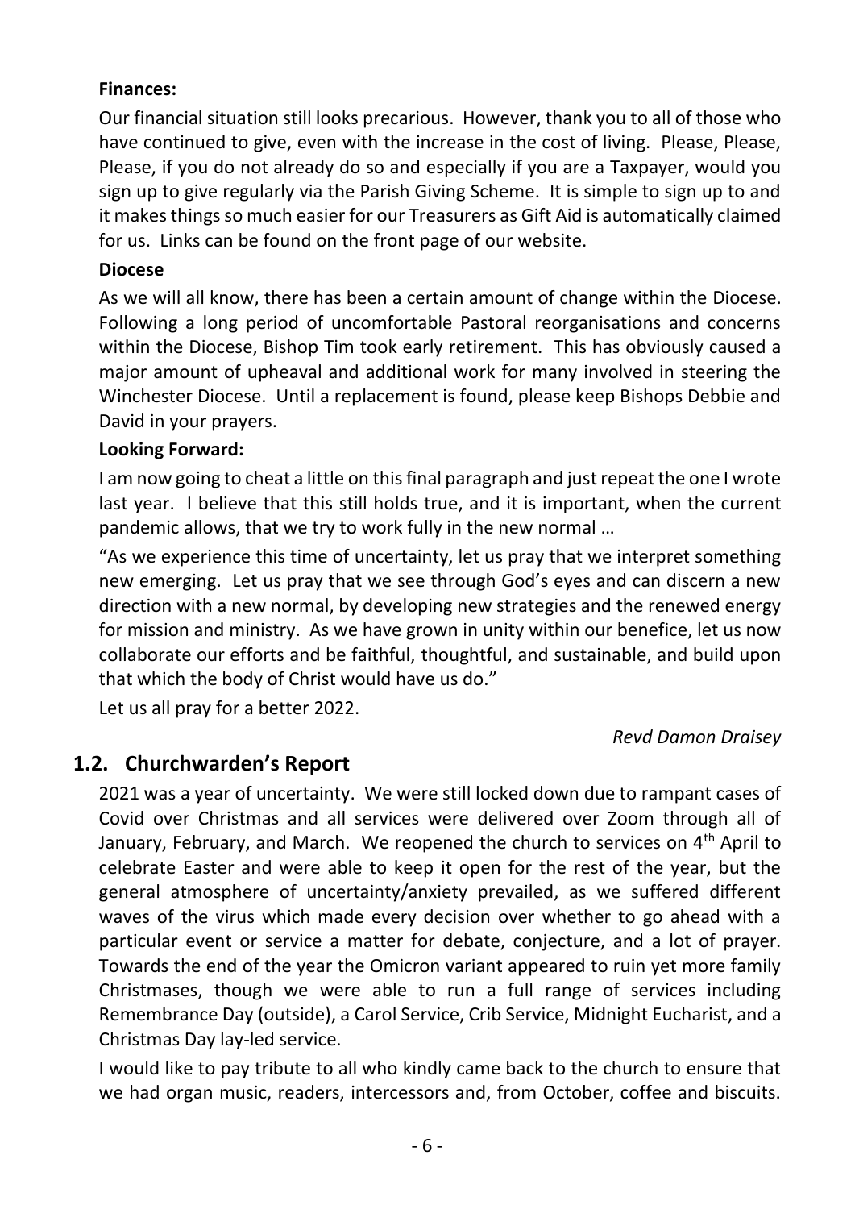**Finances:**

Our financial situation still looks precarious. However, thank you to all of those who have continued to give, even with the increase in the cost of living. Please, Please, Please, if you do not already do so and especially if you are a Taxpayer, would you sign up to give regularly via the Parish Giving Scheme. It is simple to sign up to and it makes things so much easier for our Treasurers as Gift Aid is automatically claimed for us. Links can be found on the front page of our website.

**Diocese**

As we will all know, there has been a certain amount of change within the Diocese. Following a long period of uncomfortable Pastoral reorganisations and concerns within the Diocese, Bishop Tim took early retirement. This has obviously caused a major amount of upheaval and additional work for many involved in steering the Winchester Diocese. Until a replacement is found, please keep Bishops Debbie and David in your prayers.

**Looking Forward:**

I am now going to cheat a little on this final paragraph and just repeat the one I wrote last year. I believe that this still holds true, and it is important, when the current pandemic allows, that we try to work fully in the new normal …

"As we experience this time of uncertainty, let us pray that we interpret something new emerging. Let us pray that we see through God's eyes and can discern a new direction with a new normal, by developing new strategies and the renewed energy for mission and ministry. As we have grown in unity within our benefice, let us now collaborate our efforts and be faithful, thoughtful, and sustainable, and build upon that which the body of Christ would have us do."

Let us all pray for a better 2022.

*Revd Damon Draisey*

## 1.2. Churchwarden's Report

2021 was a year of uncertainty. We were still locked down due to rampant cases of Covid over Christmas and all services were delivered over Zoom through all of January, February, and March. We reopened the church to services on 4th April to celebrate Easter and were able to keep it open for the rest of the year, but the general atmosphere of uncertainty/anxiety prevailed, as we suffered different waves of the virus which made every decision over whether to go ahead with a particular event or service a matter for debate, conjecture, and a lot of prayer. Towards the end of the year the Omicron variant appeared to ruin yet more family Christmases, though we were able to run a full range of services including Remembrance Day (outside), a Carol Service, Crib Service, Midnight Eucharist, and a Christmas Day lay-led service.

I would like to pay tribute to all who kindly came back to the church to ensure that we had organ music, readers, intercessors and, from October, coffee and biscuits.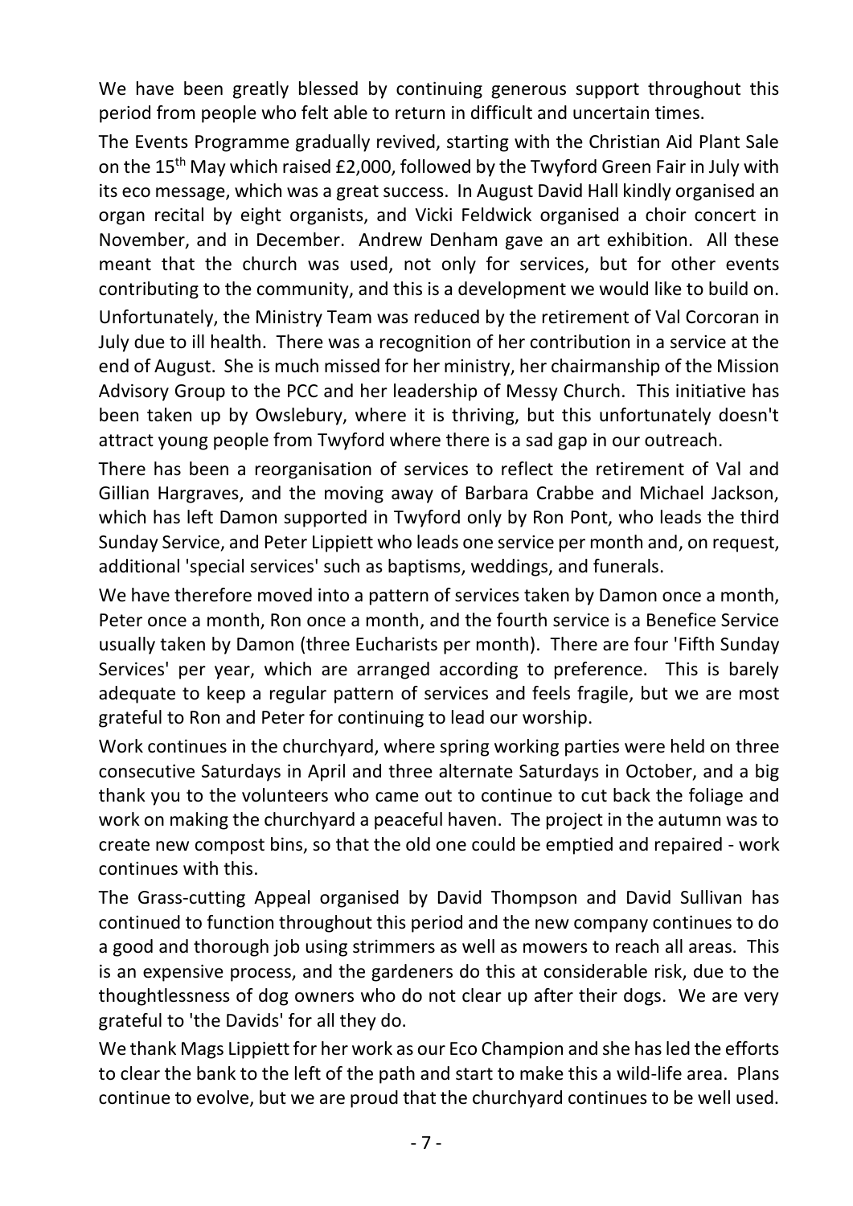We have been greatly blessed by continuing generous support throughout this period from people who felt able to return in difficult and uncertain times.

The Events Programme gradually revived, starting with the Christian Aid Plant Sale on the 15th May which raised £2,000, followed by the Twyford Green Fair in July with its eco message, which was a great success. In August David Hall kindly organised an organ recital by eight organists, and Vicki Feldwick organised a choir concert in November, and in December. Andrew Denham gave an art exhibition. All these meant that the church was used, not only for services, but for other events contributing to the community, and this is a development we would like to build on.

Unfortunately, the Ministry Team was reduced by the retirement of Val Corcoran in July due to ill health. There was a recognition of her contribution in a service at the end of August. She is much missed for her ministry, her chairmanship of the Mission Advisory Group to the PCC and her leadership of Messy Church. This initiative has been taken up by Owslebury, where it is thriving, but this unfortunately doesn't attract young people from Twyford where there is a sad gap in our outreach.

There has been a reorganisation of services to reflect the retirement of Val and Gillian Hargraves, and the moving away of Barbara Crabbe and Michael Jackson, which has left Damon supported in Twyford only by Ron Pont, who leads the third Sunday Service, and Peter Lippiett who leads one service per month and, on request, additional 'special services' such as baptisms, weddings, and funerals.

We have therefore moved into a pattern of services taken by Damon once a month, Peter once a month, Ron once a month, and the fourth service is a Benefice Service usually taken by Damon (three Eucharists per month). There are four 'Fifth Sunday Services' per year, which are arranged according to preference. This is barely adequate to keep a regular pattern of services and feels fragile, but we are most grateful to Ron and Peter for continuing to lead our worship.

Work continues in the churchyard, where spring working parties were held on three consecutive Saturdays in April and three alternate Saturdays in October, and a big thank you to the volunteers who came out to continue to cut back the foliage and work on making the churchyard a peaceful haven. The project in the autumn was to create new compost bins, so that the old one could be emptied and repaired - work continues with this.

The Grass-cutting Appeal organised by David Thompson and David Sullivan has continued to function throughout this period and the new company continues to do a good and thorough job using strimmers as well as mowers to reach all areas. This is an expensive process, and the gardeners do this at considerable risk, due to the thoughtlessness of dog owners who do not clear up after their dogs. We are very grateful to 'the Davids' for all they do.

We thank Mags Lippiett for her work as our Eco Champion and she has led the efforts to clear the bank to the left of the path and start to make this a wild-life area. Plans continue to evolve, but we are proud that the churchyard continues to be well used.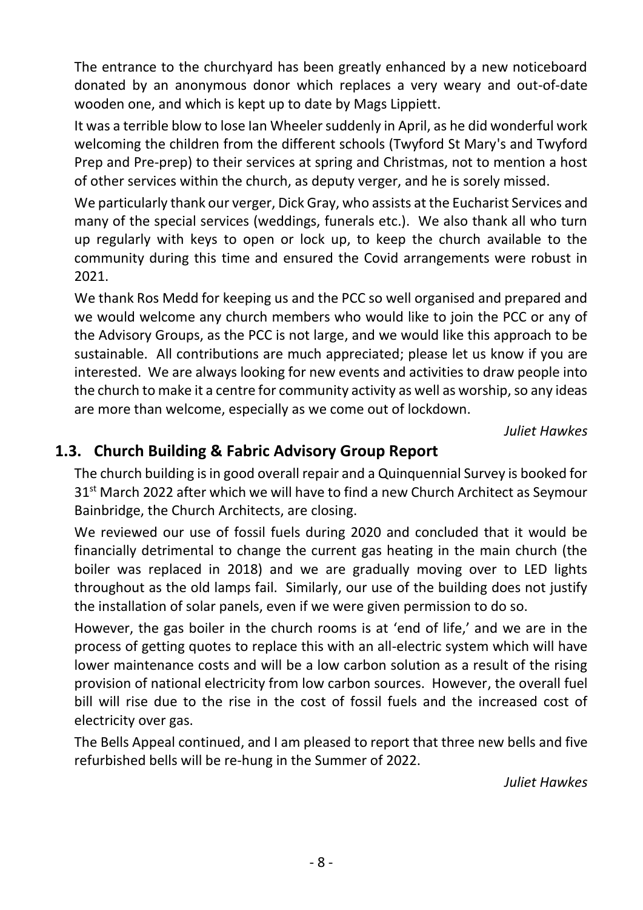The entrance to the churchyard has been greatly enhanced by a new noticeboard donated by an anonymous donor which replaces a very weary and out-of-date wooden one, and which is kept up to date by Mags Lippiett.

It was a terrible blow to lose Ian Wheeler suddenly in April, as he did wonderful work welcoming the children from the different schools (Twyford St Mary's and Twyford Prep and Pre-prep) to their services at spring and Christmas, not to mention a host of other services within the church, as deputy verger, and he is sorely missed.

We particularly thank our verger, Dick Gray, who assists at the Eucharist Services and many of the special services (weddings, funerals etc.). We also thank all who turn up regularly with keys to open or lock up, to keep the church available to the community during this time and ensured the Covid arrangements were robust in 2021.

We thank Ros Medd for keeping us and the PCC so well organised and prepared and we would welcome any church members who would like to join the PCC or any of the Advisory Groups, as the PCC is not large, and we would like this approach to be sustainable. All contributions are much appreciated; please let us know if you are interested. We are always looking for new events and activities to draw people into the church to make it a centre for community activity as well as worship, so any ideas are more than welcome, especially as we come out of lockdown.

*Juliet Hawkes*

## 1.3. Church Building & Fabric Advisory Group Report

The church building is in good overall repair and a Quinquennial Survey is booked for 31st March 2022 after which we will have to find a new Church Architect as Seymour Bainbridge, the Church Architects, are closing.

We reviewed our use of fossil fuels during 2020 and concluded that it would be financially detrimental to change the current gas heating in the main church (the boiler was replaced in 2018) and we are gradually moving over to LED lights throughout as the old lamps fail. Similarly, our use of the building does not justify the installation of solar panels, even if we were given permission to do so.

However, the gas boiler in the church rooms is at 'end of life,' and we are in the process of getting quotes to replace this with an all-electric system which will have lower maintenance costs and will be a low carbon solution as a result of the rising provision of national electricity from low carbon sources. However, the overall fuel bill will rise due to the rise in the cost of fossil fuels and the increased cost of electricity over gas.

The Bells Appeal continued, and I am pleased to report that three new bells and five refurbished bells will be re-hung in the Summer of 2022.

*Juliet Hawkes*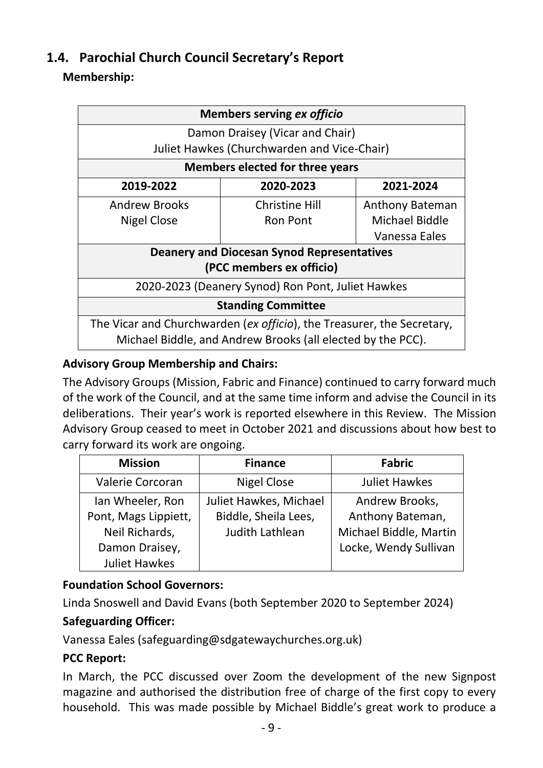## 1.4. Parochial Church Council Secretary's Report

**Membership:**

| **Members serving *ex officio*** | | |
|---|---|---|
| Damon Draisey (Vicar and Chair)<br>Juliet Hawkes (Churchwarden and Vice-Chair) | | |
| **Members elected for three years** | | |
| **2019-2022** | **2020-2023** | **2021-2024** |
| Andrew Brooks<br>Nigel Close | Christine Hill<br>Ron Pont | Anthony Bateman<br>Michael Biddle<br>Vanessa Eales |
| **Deanery and Diocesan Synod Representatives (PCC members ex officio)** | | |
| 2020-2023 (Deanery Synod) Ron Pont, Juliet Hawkes | | |
| **Standing Committee** | | |
| The Vicar and Churchwarden (*ex officio*), the Treasurer, the Secretary, Michael Biddle, and Andrew Brooks (all elected by the PCC). | | |

**Advisory Group Membership and Chairs:**

The Advisory Groups (Mission, Fabric and Finance) continued to carry forward much of the work of the Council, and at the same time inform and advise the Council in its deliberations. Their year's work is reported elsewhere in this Review. The Mission Advisory Group ceased to meet in October 2021 and discussions about how best to carry forward its work are ongoing.

| Mission | Finance | Fabric |
|---|---|---|
| Valerie Corcoran | Nigel Close | Juliet Hawkes |
| Ian Wheeler, Ron Pont, Mags Lippiett, Neil Richards, Damon Draisey, Juliet Hawkes | Juliet Hawkes, Michael Biddle, Sheila Lees, Judith Lathlean | Andrew Brooks, Anthony Bateman, Michael Biddle, Martin Locke, Wendy Sullivan |

**Foundation School Governors:**

Linda Snoswell and David Evans (both September 2020 to September 2024)

**Safeguarding Officer:**

Vanessa Eales (safeguarding@sdgatewaychurches.org.uk)

**PCC Report:**

In March, the PCC discussed over Zoom the development of the new Signpost magazine and authorised the distribution free of charge of the first copy to every household. This was made possible by Michael Biddle's great work to produce a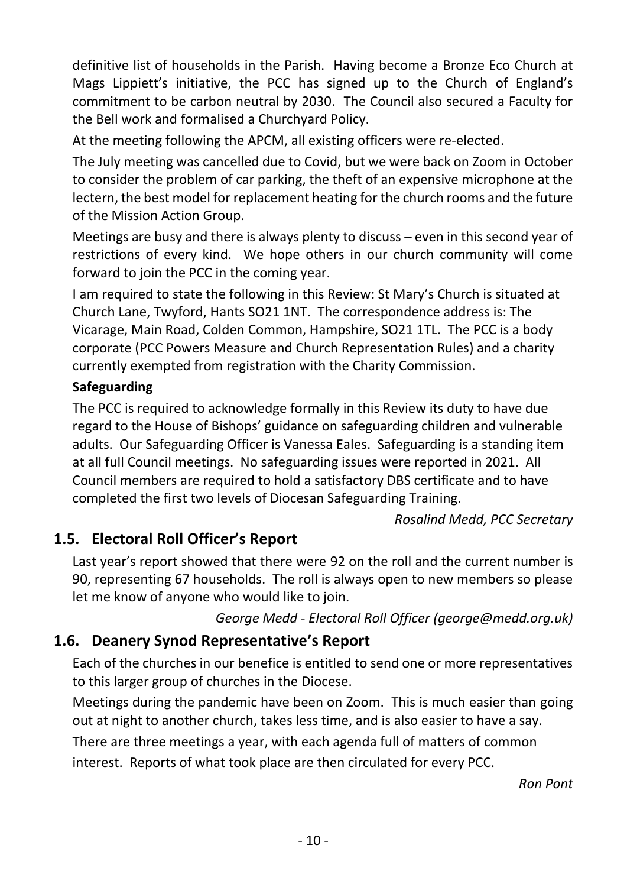definitive list of households in the Parish. Having become a Bronze Eco Church at Mags Lippiett's initiative, the PCC has signed up to the Church of England's commitment to be carbon neutral by 2030. The Council also secured a Faculty for the Bell work and formalised a Churchyard Policy.

At the meeting following the APCM, all existing officers were re-elected.

The July meeting was cancelled due to Covid, but we were back on Zoom in October to consider the problem of car parking, the theft of an expensive microphone at the lectern, the best model for replacement heating for the church rooms and the future of the Mission Action Group.

Meetings are busy and there is always plenty to discuss – even in this second year of restrictions of every kind. We hope others in our church community will come forward to join the PCC in the coming year.

I am required to state the following in this Review: St Mary's Church is situated at Church Lane, Twyford, Hants SO21 1NT. The correspondence address is: The Vicarage, Main Road, Colden Common, Hampshire, SO21 1TL. The PCC is a body corporate (PCC Powers Measure and Church Representation Rules) and a charity currently exempted from registration with the Charity Commission.

**Safeguarding**

The PCC is required to acknowledge formally in this Review its duty to have due regard to the House of Bishops' guidance on safeguarding children and vulnerable adults. Our Safeguarding Officer is Vanessa Eales. Safeguarding is a standing item at all full Council meetings. No safeguarding issues were reported in 2021. All Council members are required to hold a satisfactory DBS certificate and to have completed the first two levels of Diocesan Safeguarding Training.

*Rosalind Medd, PCC Secretary*

## 1.5. Electoral Roll Officer's Report

Last year's report showed that there were 92 on the roll and the current number is 90, representing 67 households. The roll is always open to new members so please let me know of anyone who would like to join.

*George Medd - Electoral Roll Officer (george@medd.org.uk)*

## 1.6. Deanery Synod Representative's Report

Each of the churches in our benefice is entitled to send one or more representatives to this larger group of churches in the Diocese.

Meetings during the pandemic have been on Zoom. This is much easier than going out at night to another church, takes less time, and is also easier to have a say.

There are three meetings a year, with each agenda full of matters of common interest. Reports of what took place are then circulated for every PCC.

*Ron Pont*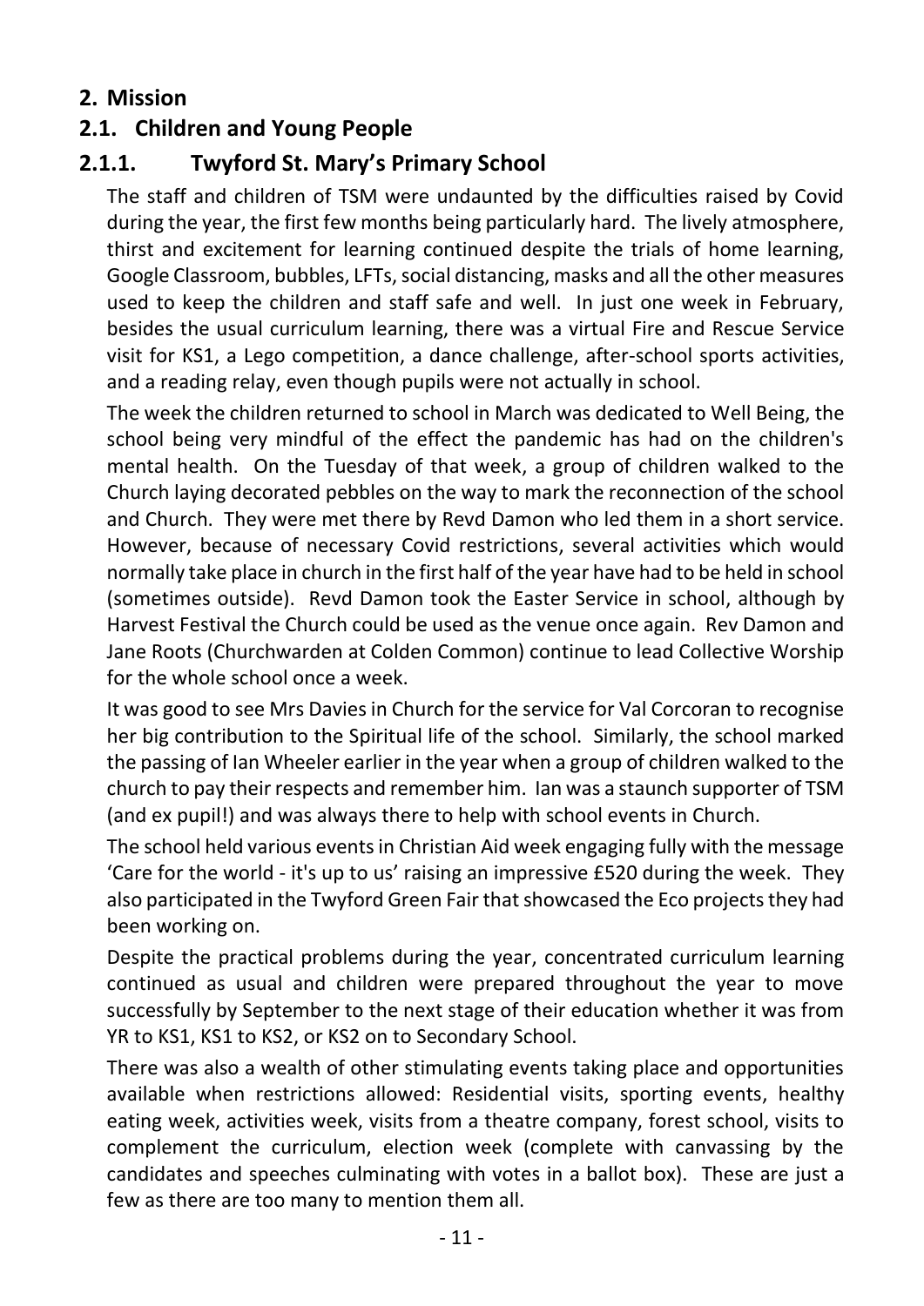## 2. Mission

### 2.1. Children and Young People

#### 2.1.1. Twyford St. Mary's Primary School

The staff and children of TSM were undaunted by the difficulties raised by Covid during the year, the first few months being particularly hard. The lively atmosphere, thirst and excitement for learning continued despite the trials of home learning, Google Classroom, bubbles, LFTs, social distancing, masks and all the other measures used to keep the children and staff safe and well. In just one week in February, besides the usual curriculum learning, there was a virtual Fire and Rescue Service visit for KS1, a Lego competition, a dance challenge, after-school sports activities, and a reading relay, even though pupils were not actually in school.

The week the children returned to school in March was dedicated to Well Being, the school being very mindful of the effect the pandemic has had on the children's mental health. On the Tuesday of that week, a group of children walked to the Church laying decorated pebbles on the way to mark the reconnection of the school and Church. They were met there by Revd Damon who led them in a short service. However, because of necessary Covid restrictions, several activities which would normally take place in church in the first half of the year have had to be held in school (sometimes outside). Revd Damon took the Easter Service in school, although by Harvest Festival the Church could be used as the venue once again. Rev Damon and Jane Roots (Churchwarden at Colden Common) continue to lead Collective Worship for the whole school once a week.

It was good to see Mrs Davies in Church for the service for Val Corcoran to recognise her big contribution to the Spiritual life of the school. Similarly, the school marked the passing of Ian Wheeler earlier in the year when a group of children walked to the church to pay their respects and remember him. Ian was a staunch supporter of TSM (and ex pupil!) and was always there to help with school events in Church.

The school held various events in Christian Aid week engaging fully with the message 'Care for the world - it's up to us' raising an impressive £520 during the week. They also participated in the Twyford Green Fair that showcased the Eco projects they had been working on.

Despite the practical problems during the year, concentrated curriculum learning continued as usual and children were prepared throughout the year to move successfully by September to the next stage of their education whether it was from YR to KS1, KS1 to KS2, or KS2 on to Secondary School.

There was also a wealth of other stimulating events taking place and opportunities available when restrictions allowed: Residential visits, sporting events, healthy eating week, activities week, visits from a theatre company, forest school, visits to complement the curriculum, election week (complete with canvassing by the candidates and speeches culminating with votes in a ballot box). These are just a few as there are too many to mention them all.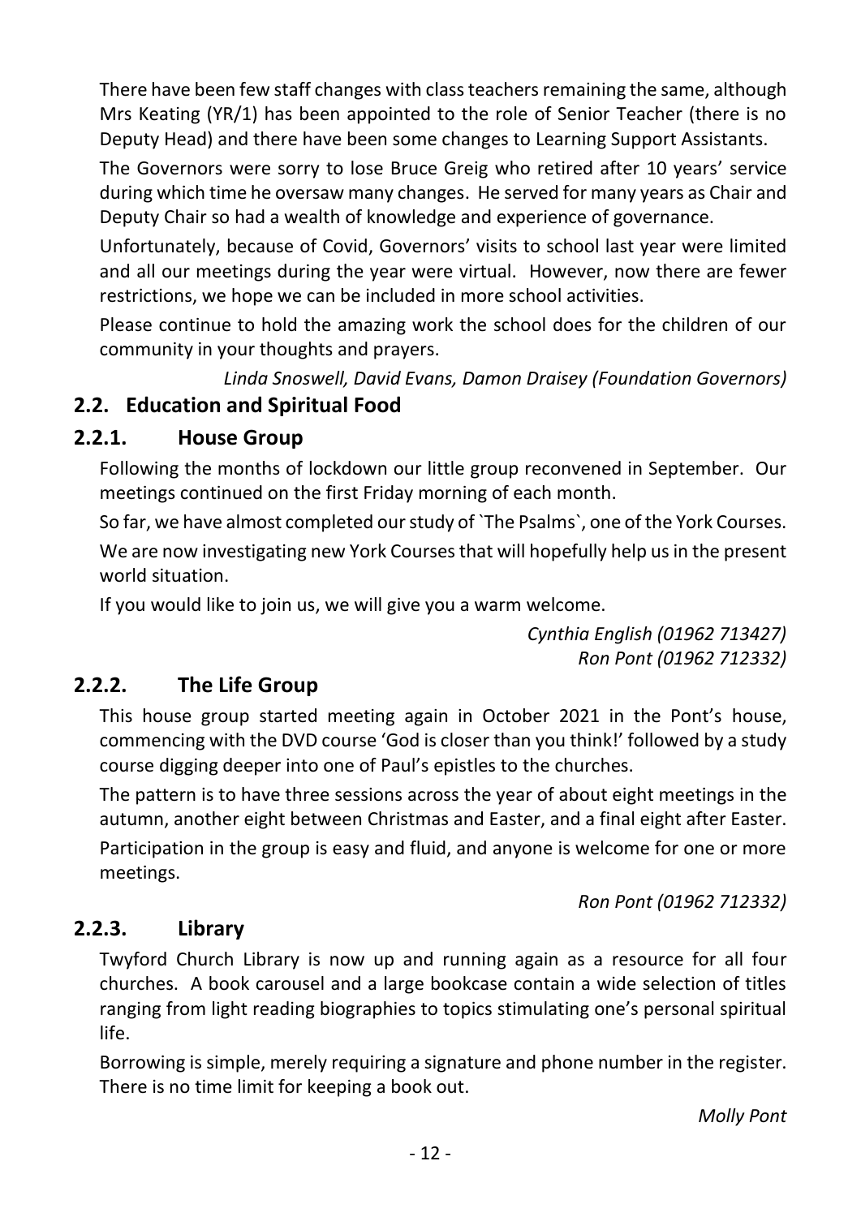There have been few staff changes with class teachers remaining the same, although Mrs Keating (YR/1) has been appointed to the role of Senior Teacher (there is no Deputy Head) and there have been some changes to Learning Support Assistants.

The Governors were sorry to lose Bruce Greig who retired after 10 years' service during which time he oversaw many changes. He served for many years as Chair and Deputy Chair so had a wealth of knowledge and experience of governance.

Unfortunately, because of Covid, Governors' visits to school last year were limited and all our meetings during the year were virtual. However, now there are fewer restrictions, we hope we can be included in more school activities.

Please continue to hold the amazing work the school does for the children of our community in your thoughts and prayers.

*Linda Snoswell, David Evans, Damon Draisey (Foundation Governors)*

## 2.2. Education and Spiritual Food

### 2.2.1. House Group

Following the months of lockdown our little group reconvened in September. Our meetings continued on the first Friday morning of each month.

So far, we have almost completed our study of `The Psalms`, one of the York Courses.

We are now investigating new York Courses that will hopefully help us in the present world situation.

If you would like to join us, we will give you a warm welcome.

*Cynthia English (01962 713427)*
*Ron Pont (01962 712332)*

### 2.2.2. The Life Group

This house group started meeting again in October 2021 in the Pont's house, commencing with the DVD course 'God is closer than you think!' followed by a study course digging deeper into one of Paul's epistles to the churches.

The pattern is to have three sessions across the year of about eight meetings in the autumn, another eight between Christmas and Easter, and a final eight after Easter.

Participation in the group is easy and fluid, and anyone is welcome for one or more meetings.

*Ron Pont (01962 712332)*

### 2.2.3. Library

Twyford Church Library is now up and running again as a resource for all four churches. A book carousel and a large bookcase contain a wide selection of titles ranging from light reading biographies to topics stimulating one's personal spiritual life.

Borrowing is simple, merely requiring a signature and phone number in the register. There is no time limit for keeping a book out.

*Molly Pont*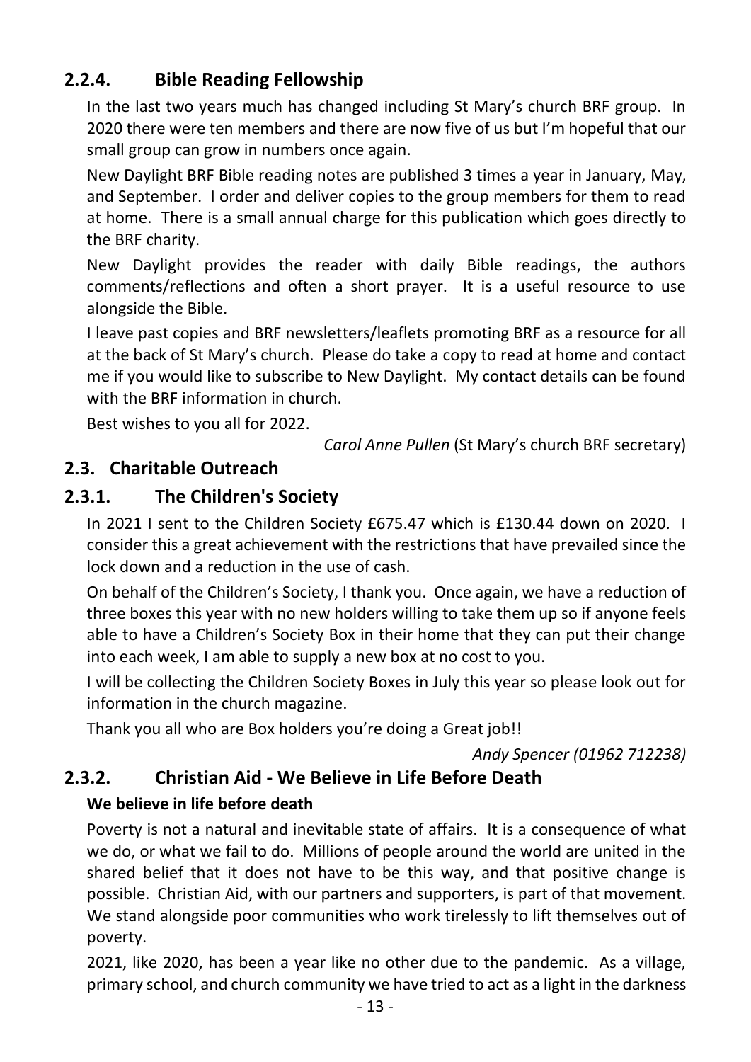### 2.2.4. Bible Reading Fellowship

In the last two years much has changed including St Mary's church BRF group. In 2020 there were ten members and there are now five of us but I'm hopeful that our small group can grow in numbers once again.

New Daylight BRF Bible reading notes are published 3 times a year in January, May, and September. I order and deliver copies to the group members for them to read at home. There is a small annual charge for this publication which goes directly to the BRF charity.

New Daylight provides the reader with daily Bible readings, the authors comments/reflections and often a short prayer. It is a useful resource to use alongside the Bible.

I leave past copies and BRF newsletters/leaflets promoting BRF as a resource for all at the back of St Mary's church. Please do take a copy to read at home and contact me if you would like to subscribe to New Daylight. My contact details can be found with the BRF information in church.

Best wishes to you all for 2022.

*Carol Anne Pullen* (St Mary's church BRF secretary)

## 2.3. Charitable Outreach

### 2.3.1. The Children's Society

In 2021 I sent to the Children Society £675.47 which is £130.44 down on 2020. I consider this a great achievement with the restrictions that have prevailed since the lock down and a reduction in the use of cash.

On behalf of the Children's Society, I thank you. Once again, we have a reduction of three boxes this year with no new holders willing to take them up so if anyone feels able to have a Children's Society Box in their home that they can put their change into each week, I am able to supply a new box at no cost to you.

I will be collecting the Children Society Boxes in July this year so please look out for information in the church magazine.

Thank you all who are Box holders you're doing a Great job!!

*Andy Spencer (01962 712238)*

### 2.3.2. Christian Aid - We Believe in Life Before Death

**We believe in life before death**

Poverty is not a natural and inevitable state of affairs. It is a consequence of what we do, or what we fail to do. Millions of people around the world are united in the shared belief that it does not have to be this way, and that positive change is possible. Christian Aid, with our partners and supporters, is part of that movement. We stand alongside poor communities who work tirelessly to lift themselves out of poverty.

2021, like 2020, has been a year like no other due to the pandemic. As a village, primary school, and church community we have tried to act as a light in the darkness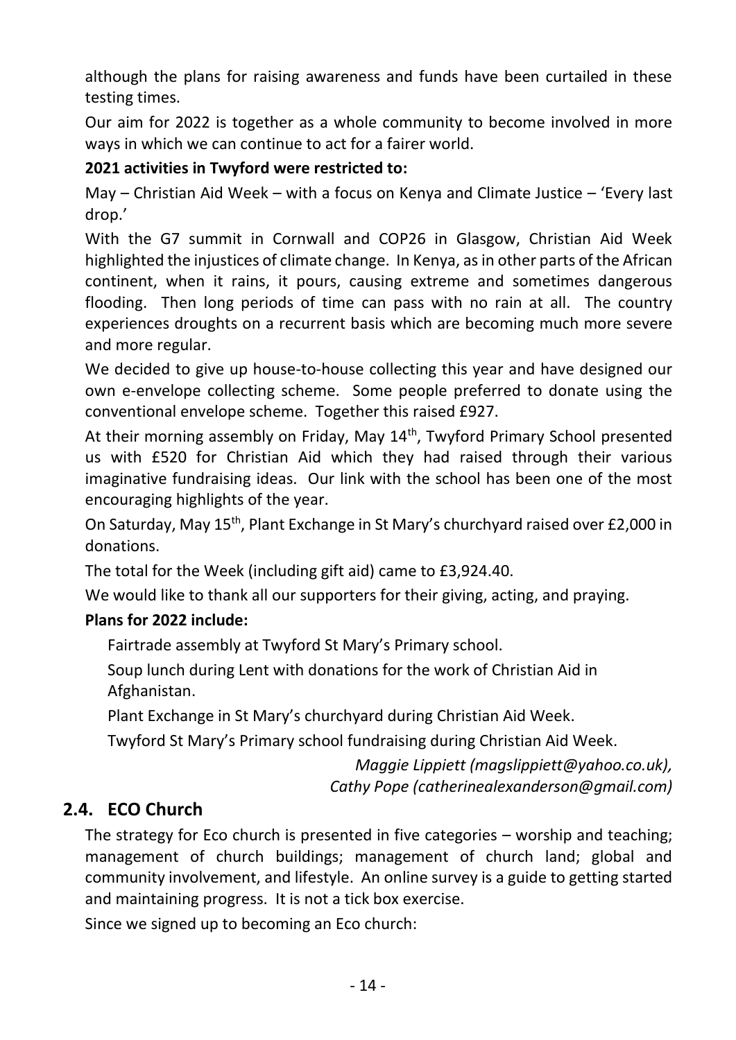although the plans for raising awareness and funds have been curtailed in these testing times.

Our aim for 2022 is together as a whole community to become involved in more ways in which we can continue to act for a fairer world.

**2021 activities in Twyford were restricted to:**

May – Christian Aid Week – with a focus on Kenya and Climate Justice – 'Every last drop.'

With the G7 summit in Cornwall and COP26 in Glasgow, Christian Aid Week highlighted the injustices of climate change. In Kenya, as in other parts of the African continent, when it rains, it pours, causing extreme and sometimes dangerous flooding. Then long periods of time can pass with no rain at all. The country experiences droughts on a recurrent basis which are becoming much more severe and more regular.

We decided to give up house-to-house collecting this year and have designed our own e-envelope collecting scheme. Some people preferred to donate using the conventional envelope scheme. Together this raised £927.

At their morning assembly on Friday, May 14th, Twyford Primary School presented us with £520 for Christian Aid which they had raised through their various imaginative fundraising ideas. Our link with the school has been one of the most encouraging highlights of the year.

On Saturday, May 15th, Plant Exchange in St Mary's churchyard raised over £2,000 in donations.

The total for the Week (including gift aid) came to £3,924.40.

We would like to thank all our supporters for their giving, acting, and praying.

**Plans for 2022 include:**

Fairtrade assembly at Twyford St Mary's Primary school.

Soup lunch during Lent with donations for the work of Christian Aid in Afghanistan.

Plant Exchange in St Mary's churchyard during Christian Aid Week.

Twyford St Mary's Primary school fundraising during Christian Aid Week.

*Maggie Lippiett (magslippiett@yahoo.co.uk),*
*Cathy Pope (catherinealexanderson@gmail.com)*

## 2.4. ECO Church

The strategy for Eco church is presented in five categories – worship and teaching; management of church buildings; management of church land; global and community involvement, and lifestyle. An online survey is a guide to getting started and maintaining progress. It is not a tick box exercise.

Since we signed up to becoming an Eco church: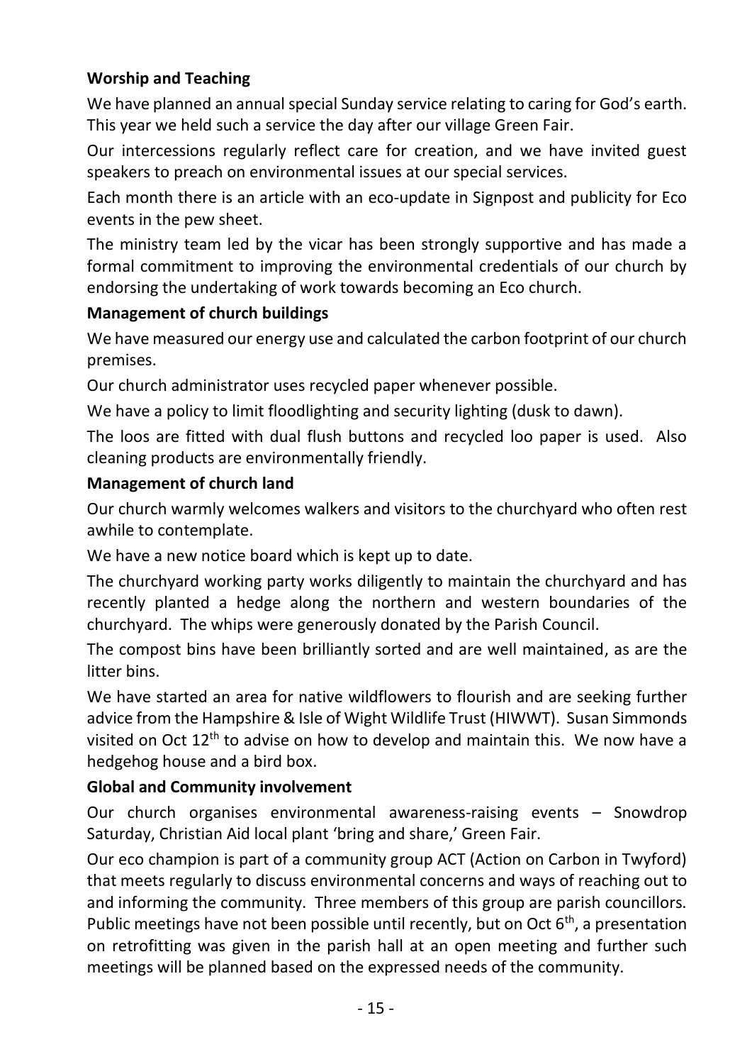**Worship and Teaching**

We have planned an annual special Sunday service relating to caring for God's earth. This year we held such a service the day after our village Green Fair.

Our intercessions regularly reflect care for creation, and we have invited guest speakers to preach on environmental issues at our special services.

Each month there is an article with an eco-update in Signpost and publicity for Eco events in the pew sheet.

The ministry team led by the vicar has been strongly supportive and has made a formal commitment to improving the environmental credentials of our church by endorsing the undertaking of work towards becoming an Eco church.

**Management of church buildings**

We have measured our energy use and calculated the carbon footprint of our church premises.

Our church administrator uses recycled paper whenever possible.

We have a policy to limit floodlighting and security lighting (dusk to dawn).

The loos are fitted with dual flush buttons and recycled loo paper is used. Also cleaning products are environmentally friendly.

**Management of church land**

Our church warmly welcomes walkers and visitors to the churchyard who often rest awhile to contemplate.

We have a new notice board which is kept up to date.

The churchyard working party works diligently to maintain the churchyard and has recently planted a hedge along the northern and western boundaries of the churchyard. The whips were generously donated by the Parish Council.

The compost bins have been brilliantly sorted and are well maintained, as are the litter bins.

We have started an area for native wildflowers to flourish and are seeking further advice from the Hampshire & Isle of Wight Wildlife Trust (HIWWT). Susan Simmonds visited on Oct 12th to advise on how to develop and maintain this. We now have a hedgehog house and a bird box.

**Global and Community involvement**

Our church organises environmental awareness-raising events – Snowdrop Saturday, Christian Aid local plant 'bring and share,' Green Fair.

Our eco champion is part of a community group ACT (Action on Carbon in Twyford) that meets regularly to discuss environmental concerns and ways of reaching out to and informing the community. Three members of this group are parish councillors. Public meetings have not been possible until recently, but on Oct 6th, a presentation on retrofitting was given in the parish hall at an open meeting and further such meetings will be planned based on the expressed needs of the community.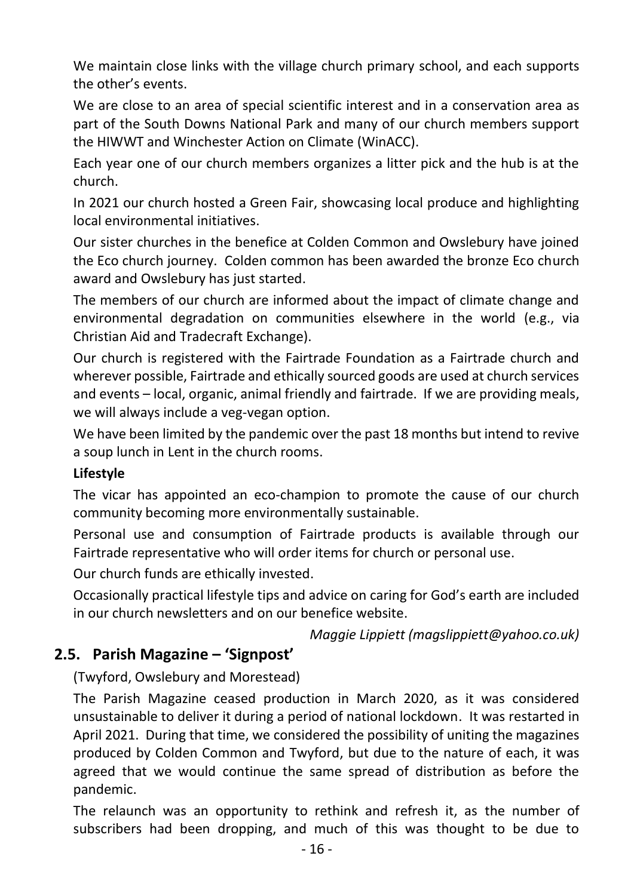We maintain close links with the village church primary school, and each supports the other's events.

We are close to an area of special scientific interest and in a conservation area as part of the South Downs National Park and many of our church members support the HIWWT and Winchester Action on Climate (WinACC).

Each year one of our church members organizes a litter pick and the hub is at the church.

In 2021 our church hosted a Green Fair, showcasing local produce and highlighting local environmental initiatives.

Our sister churches in the benefice at Colden Common and Owslebury have joined the Eco church journey. Colden common has been awarded the bronze Eco church award and Owslebury has just started.

The members of our church are informed about the impact of climate change and environmental degradation on communities elsewhere in the world (e.g., via Christian Aid and Tradecraft Exchange).

Our church is registered with the Fairtrade Foundation as a Fairtrade church and wherever possible, Fairtrade and ethically sourced goods are used at church services and events – local, organic, animal friendly and fairtrade. If we are providing meals, we will always include a veg-vegan option.

We have been limited by the pandemic over the past 18 months but intend to revive a soup lunch in Lent in the church rooms.

**Lifestyle**

The vicar has appointed an eco-champion to promote the cause of our church community becoming more environmentally sustainable.

Personal use and consumption of Fairtrade products is available through our Fairtrade representative who will order items for church or personal use.

Our church funds are ethically invested.

Occasionally practical lifestyle tips and advice on caring for God's earth are included in our church newsletters and on our benefice website.

*Maggie Lippiett (magslippiett@yahoo.co.uk)*

## 2.5. Parish Magazine – 'Signpost'

(Twyford, Owslebury and Morestead)

The Parish Magazine ceased production in March 2020, as it was considered unsustainable to deliver it during a period of national lockdown. It was restarted in April 2021. During that time, we considered the possibility of uniting the magazines produced by Colden Common and Twyford, but due to the nature of each, it was agreed that we would continue the same spread of distribution as before the pandemic.

The relaunch was an opportunity to rethink and refresh it, as the number of subscribers had been dropping, and much of this was thought to be due to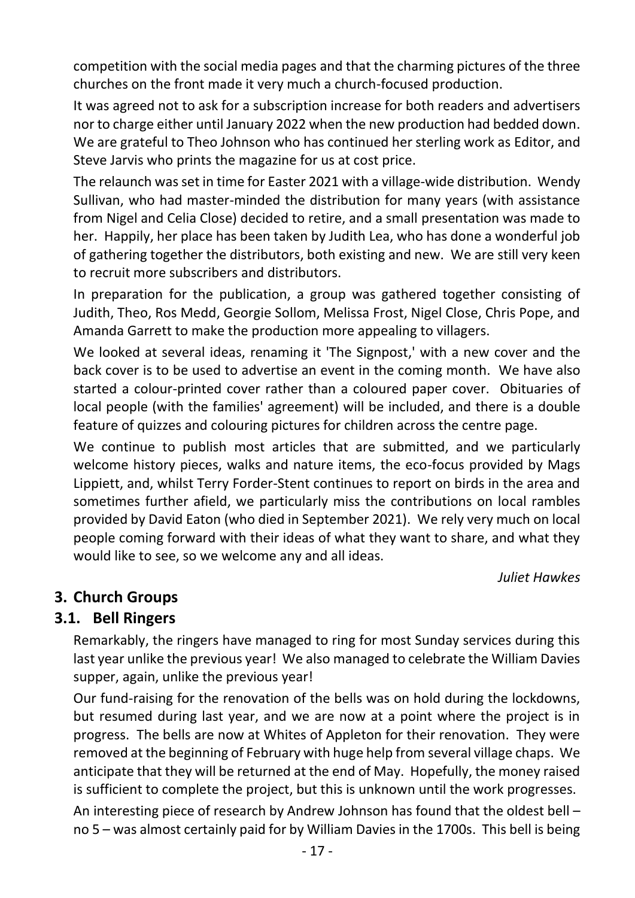competition with the social media pages and that the charming pictures of the three churches on the front made it very much a church-focused production.

It was agreed not to ask for a subscription increase for both readers and advertisers nor to charge either until January 2022 when the new production had bedded down. We are grateful to Theo Johnson who has continued her sterling work as Editor, and Steve Jarvis who prints the magazine for us at cost price.

The relaunch was set in time for Easter 2021 with a village-wide distribution. Wendy Sullivan, who had master-minded the distribution for many years (with assistance from Nigel and Celia Close) decided to retire, and a small presentation was made to her. Happily, her place has been taken by Judith Lea, who has done a wonderful job of gathering together the distributors, both existing and new. We are still very keen to recruit more subscribers and distributors.

In preparation for the publication, a group was gathered together consisting of Judith, Theo, Ros Medd, Georgie Sollom, Melissa Frost, Nigel Close, Chris Pope, and Amanda Garrett to make the production more appealing to villagers.

We looked at several ideas, renaming it 'The Signpost,' with a new cover and the back cover is to be used to advertise an event in the coming month. We have also started a colour-printed cover rather than a coloured paper cover. Obituaries of local people (with the families' agreement) will be included, and there is a double feature of quizzes and colouring pictures for children across the centre page.

We continue to publish most articles that are submitted, and we particularly welcome history pieces, walks and nature items, the eco-focus provided by Mags Lippiett, and, whilst Terry Forder-Stent continues to report on birds in the area and sometimes further afield, we particularly miss the contributions on local rambles provided by David Eaton (who died in September 2021). We rely very much on local people coming forward with their ideas of what they want to share, and what they would like to see, so we welcome any and all ideas.

*Juliet Hawkes*

## 3. Church Groups

### 3.1. Bell Ringers

Remarkably, the ringers have managed to ring for most Sunday services during this last year unlike the previous year! We also managed to celebrate the William Davies supper, again, unlike the previous year!

Our fund-raising for the renovation of the bells was on hold during the lockdowns, but resumed during last year, and we are now at a point where the project is in progress. The bells are now at Whites of Appleton for their renovation. They were removed at the beginning of February with huge help from several village chaps. We anticipate that they will be returned at the end of May. Hopefully, the money raised is sufficient to complete the project, but this is unknown until the work progresses.

An interesting piece of research by Andrew Johnson has found that the oldest bell – no 5 – was almost certainly paid for by William Davies in the 1700s. This bell is being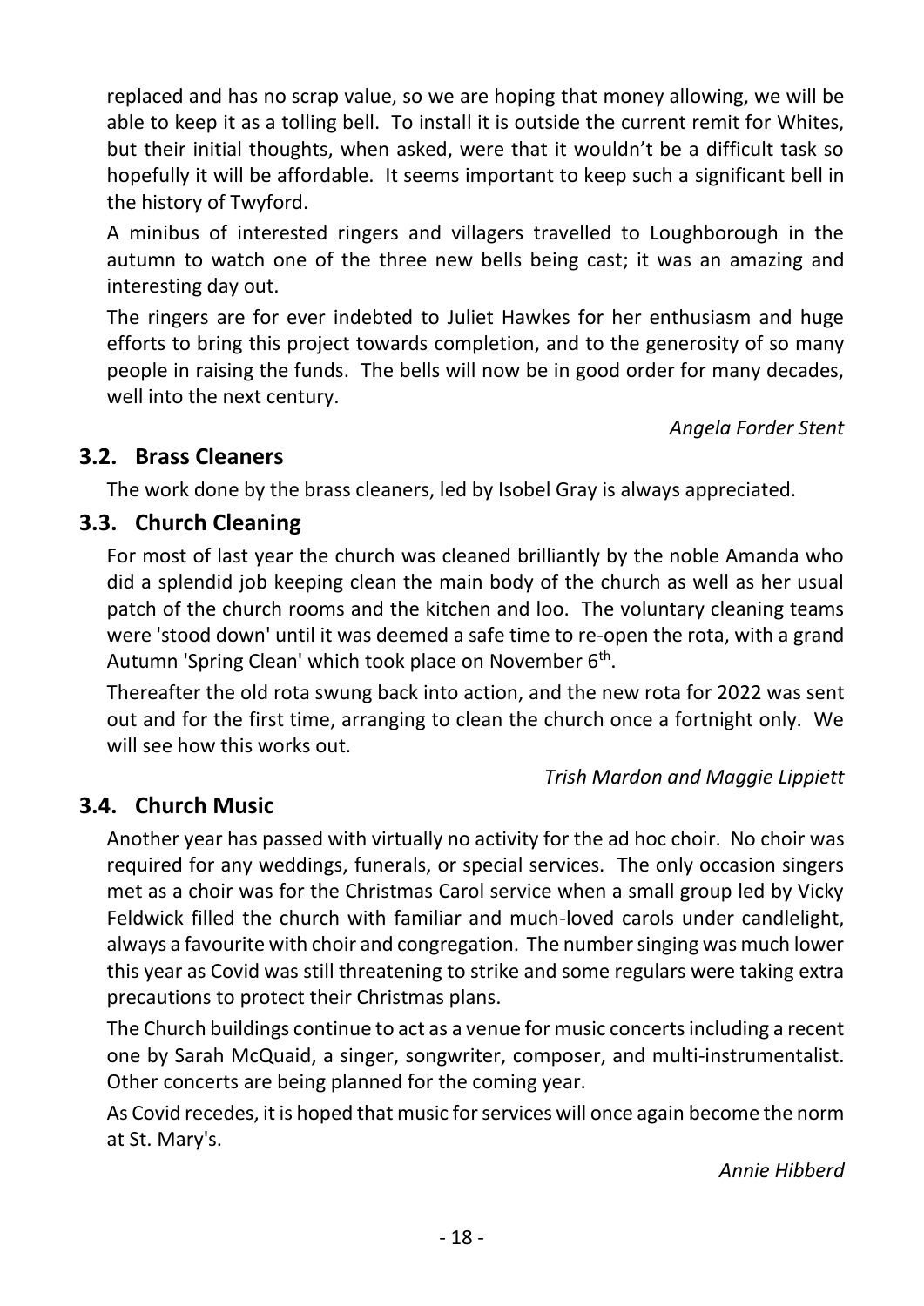replaced and has no scrap value, so we are hoping that money allowing, we will be able to keep it as a tolling bell. To install it is outside the current remit for Whites, but their initial thoughts, when asked, were that it wouldn't be a difficult task so hopefully it will be affordable. It seems important to keep such a significant bell in the history of Twyford.

A minibus of interested ringers and villagers travelled to Loughborough in the autumn to watch one of the three new bells being cast; it was an amazing and interesting day out.

The ringers are for ever indebted to Juliet Hawkes for her enthusiasm and huge efforts to bring this project towards completion, and to the generosity of so many people in raising the funds. The bells will now be in good order for many decades, well into the next century.

*Angela Forder Stent*

## 3.2. Brass Cleaners

The work done by the brass cleaners, led by Isobel Gray is always appreciated.

## 3.3. Church Cleaning

For most of last year the church was cleaned brilliantly by the noble Amanda who did a splendid job keeping clean the main body of the church as well as her usual patch of the church rooms and the kitchen and loo. The voluntary cleaning teams were 'stood down' until it was deemed a safe time to re-open the rota, with a grand Autumn 'Spring Clean' which took place on November 6th.

Thereafter the old rota swung back into action, and the new rota for 2022 was sent out and for the first time, arranging to clean the church once a fortnight only. We will see how this works out.

*Trish Mardon and Maggie Lippiett*

## 3.4. Church Music

Another year has passed with virtually no activity for the ad hoc choir. No choir was required for any weddings, funerals, or special services. The only occasion singers met as a choir was for the Christmas Carol service when a small group led by Vicky Feldwick filled the church with familiar and much-loved carols under candlelight, always a favourite with choir and congregation. The number singing was much lower this year as Covid was still threatening to strike and some regulars were taking extra precautions to protect their Christmas plans.

The Church buildings continue to act as a venue for music concerts including a recent one by Sarah McQuaid, a singer, songwriter, composer, and multi-instrumentalist. Other concerts are being planned for the coming year.

As Covid recedes, it is hoped that music for services will once again become the norm at St. Mary's.

*Annie Hibberd*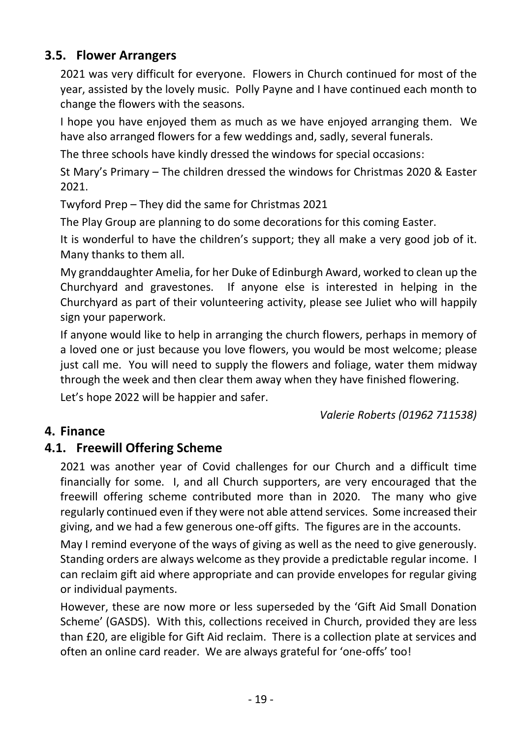### 3.5. Flower Arrangers

2021 was very difficult for everyone. Flowers in Church continued for most of the year, assisted by the lovely music. Polly Payne and I have continued each month to change the flowers with the seasons.

I hope you have enjoyed them as much as we have enjoyed arranging them. We have also arranged flowers for a few weddings and, sadly, several funerals.

The three schools have kindly dressed the windows for special occasions:

St Mary's Primary – The children dressed the windows for Christmas 2020 & Easter 2021.

Twyford Prep – They did the same for Christmas 2021

The Play Group are planning to do some decorations for this coming Easter.

It is wonderful to have the children's support; they all make a very good job of it. Many thanks to them all.

My granddaughter Amelia, for her Duke of Edinburgh Award, worked to clean up the Churchyard and gravestones. If anyone else is interested in helping in the Churchyard as part of their volunteering activity, please see Juliet who will happily sign your paperwork.

If anyone would like to help in arranging the church flowers, perhaps in memory of a loved one or just because you love flowers, you would be most welcome; please just call me. You will need to supply the flowers and foliage, water them midway through the week and then clear them away when they have finished flowering.

Let's hope 2022 will be happier and safer.

*Valerie Roberts (01962 711538)*

## 4. Finance

### 4.1. Freewill Offering Scheme

2021 was another year of Covid challenges for our Church and a difficult time financially for some. I, and all Church supporters, are very encouraged that the freewill offering scheme contributed more than in 2020. The many who give regularly continued even if they were not able attend services. Some increased their giving, and we had a few generous one-off gifts. The figures are in the accounts.

May I remind everyone of the ways of giving as well as the need to give generously. Standing orders are always welcome as they provide a predictable regular income. I can reclaim gift aid where appropriate and can provide envelopes for regular giving or individual payments.

However, these are now more or less superseded by the 'Gift Aid Small Donation Scheme' (GASDS). With this, collections received in Church, provided they are less than £20, are eligible for Gift Aid reclaim. There is a collection plate at services and often an online card reader. We are always grateful for 'one-offs' too!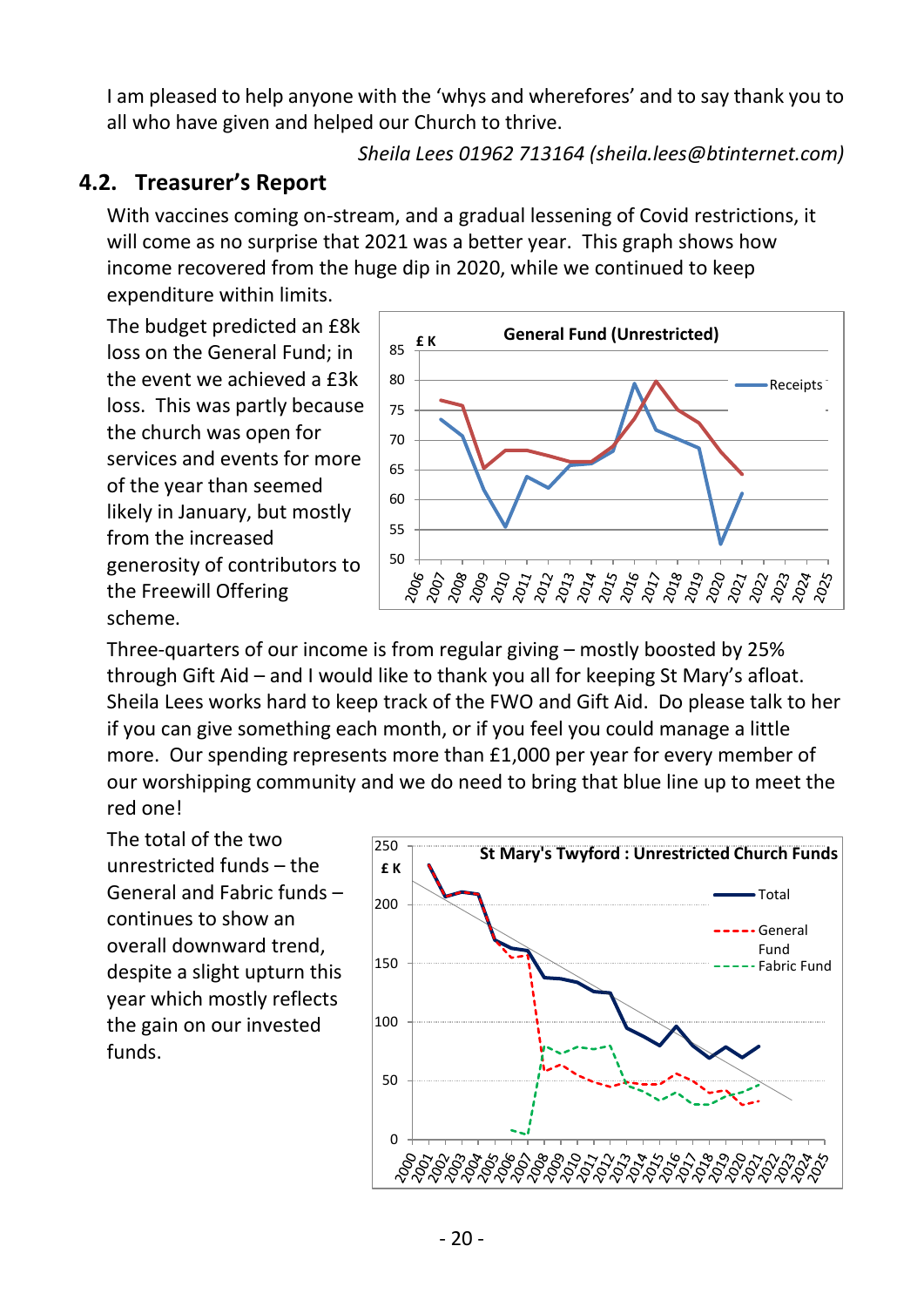I am pleased to help anyone with the 'whys and wherefores' and to say thank you to all who have given and helped our Church to thrive.

*Sheila Lees 01962 713164 (sheila.lees@btinternet.com)*

## 4.2. Treasurer's Report

With vaccines coming on-stream, and a gradual lessening of Covid restrictions, it will come as no surprise that 2021 was a better year. This graph shows how income recovered from the huge dip in 2020, while we continued to keep expenditure within limits.

The budget predicted an £8k loss on the General Fund; in the event we achieved a £3k loss. This was partly because the church was open for services and events for more of the year than seemed likely in January, but mostly from the increased generosity of contributors to the Freewill Offering scheme.

Three-quarters of our income is from regular giving – mostly boosted by 25% through Gift Aid – and I would like to thank you all for keeping St Mary's afloat. Sheila Lees works hard to keep track of the FWO and Gift Aid. Do please talk to her if you can give something each month, or if you feel you could manage a little more. Our spending represents more than £1,000 per year for every member of our worshipping community and we do need to bring that blue line up to meet the red one!

The total of the two unrestricted funds – the General and Fabric funds – continues to show an overall downward trend, despite a slight upturn this year which mostly reflects the gain on our invested funds.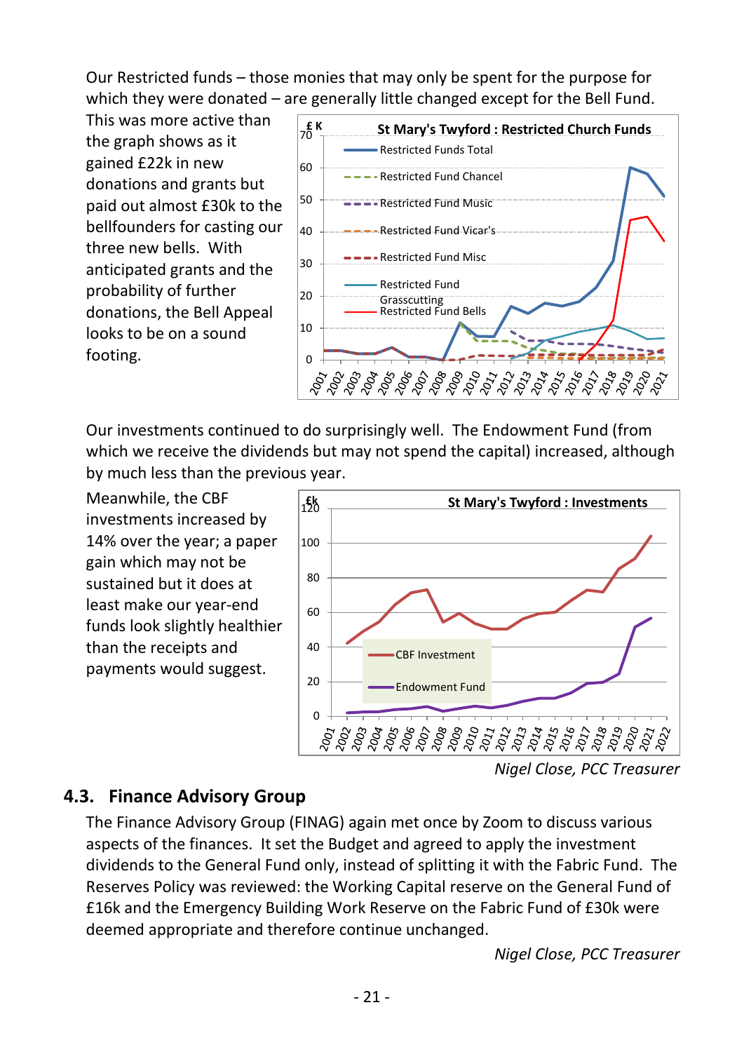Our Restricted funds – those monies that may only be spent for the purpose for which they were donated – are generally little changed except for the Bell Fund. This was more active than the graph shows as it gained £22k in new donations and grants but paid out almost £30k to the bellfounders for casting our three new bells. With anticipated grants and the probability of further donations, the Bell Appeal looks to be on a sound footing.

Our investments continued to do surprisingly well. The Endowment Fund (from which we receive the dividends but may not spend the capital) increased, although by much less than the previous year.

Meanwhile, the CBF investments increased by 14% over the year; a paper gain which may not be sustained but it does at least make our year-end funds look slightly healthier than the receipts and payments would suggest.

*Nigel Close, PCC Treasurer*

## 4.3. Finance Advisory Group

The Finance Advisory Group (FINAG) again met once by Zoom to discuss various aspects of the finances. It set the Budget and agreed to apply the investment dividends to the General Fund only, instead of splitting it with the Fabric Fund. The Reserves Policy was reviewed: the Working Capital reserve on the General Fund of £16k and the Emergency Building Work Reserve on the Fabric Fund of £30k were deemed appropriate and therefore continue unchanged.

*Nigel Close, PCC Treasurer*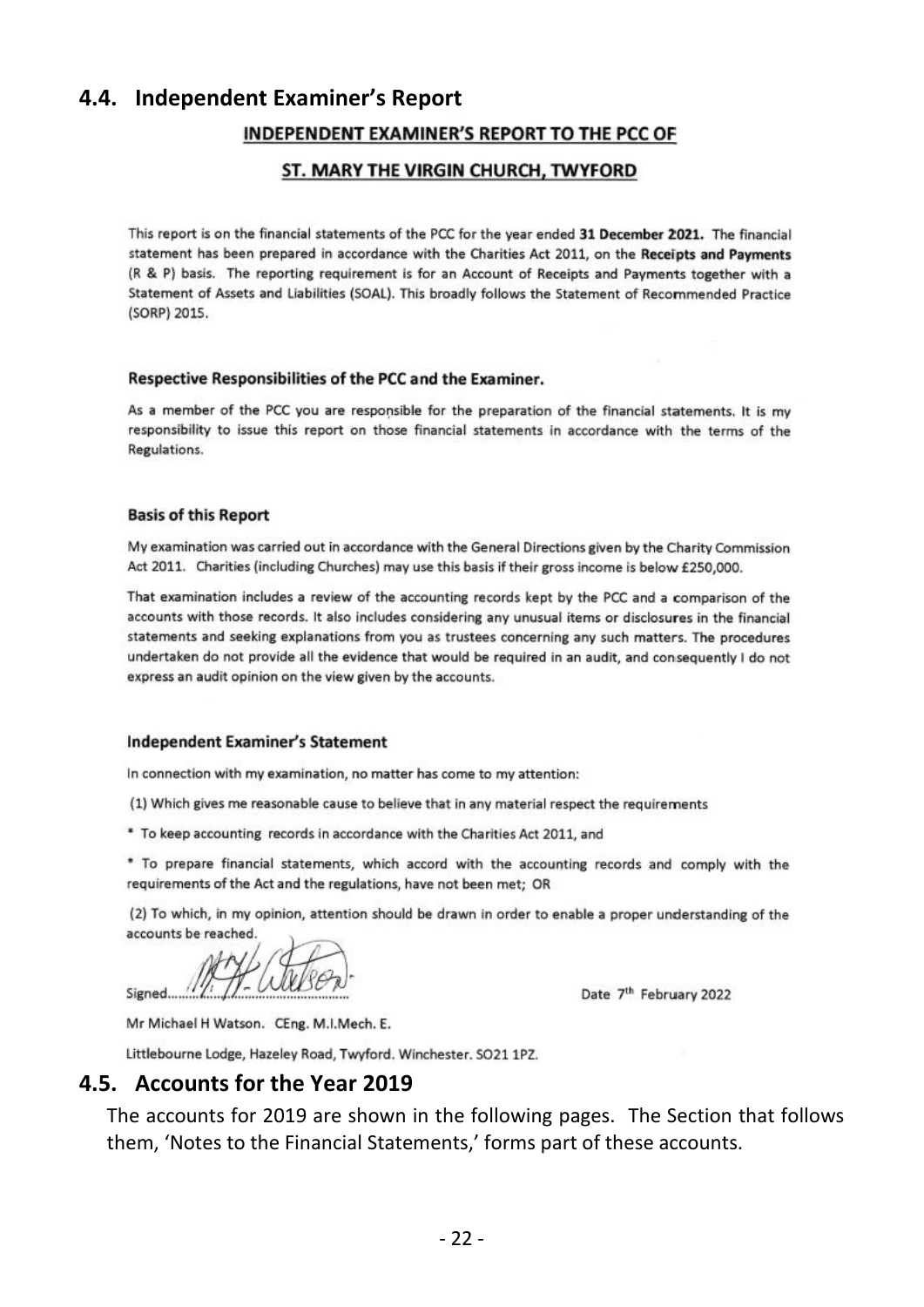## 4.4. Independent Examiner's Report

### INDEPENDENT EXAMINER'S REPORT TO THE PCC OF

### ST. MARY THE VIRGIN CHURCH, TWYFORD

This report is on the financial statements of the PCC for the year ended **31 December 2021.** The financial statement has been prepared in accordance with the Charities Act 2011, on the **Receipts and Payments** (R & P) basis. The reporting requirement is for an Account of Receipts and Payments together with a Statement of Assets and Liabilities (SOAL). This broadly follows the Statement of Recommended Practice (SORP) 2015.

#### Respective Responsibilities of the PCC and the Examiner.

As a member of the PCC you are responsible for the preparation of the financial statements. It is my responsibility to issue this report on those financial statements in accordance with the terms of the Regulations.

#### Basis of this Report

My examination was carried out in accordance with the General Directions given by the Charity Commission Act 2011. Charities (including Churches) may use this basis if their gross income is below £250,000.

That examination includes a review of the accounting records kept by the PCC and a comparison of the accounts with those records. It also includes considering any unusual items or disclosures in the financial statements and seeking explanations from you as trustees concerning any such matters. The procedures undertaken do not provide all the evidence that would be required in an audit, and consequently I do not express an audit opinion on the view given by the accounts.

#### Independent Examiner's Statement

In connection with my examination, no matter has come to my attention:

(1) Which gives me reasonable cause to believe that in any material respect the requirements

* To keep accounting records in accordance with the Charities Act 2011, and

* To prepare financial statements, which accord with the accounting records and comply with the requirements of the Act and the regulations, have not been met; OR

(2) To which, in my opinion, attention should be drawn in order to enable a proper understanding of the accounts be reached.

Signed............................................ Date 7th February 2022

Mr Michael H Watson. CEng. M.I.Mech. E.

Littlebourne Lodge, Hazeley Road, Twyford. Winchester. SO21 1PZ.

## 4.5. Accounts for the Year 2019

The accounts for 2019 are shown in the following pages. The Section that follows them, 'Notes to the Financial Statements,' forms part of these accounts.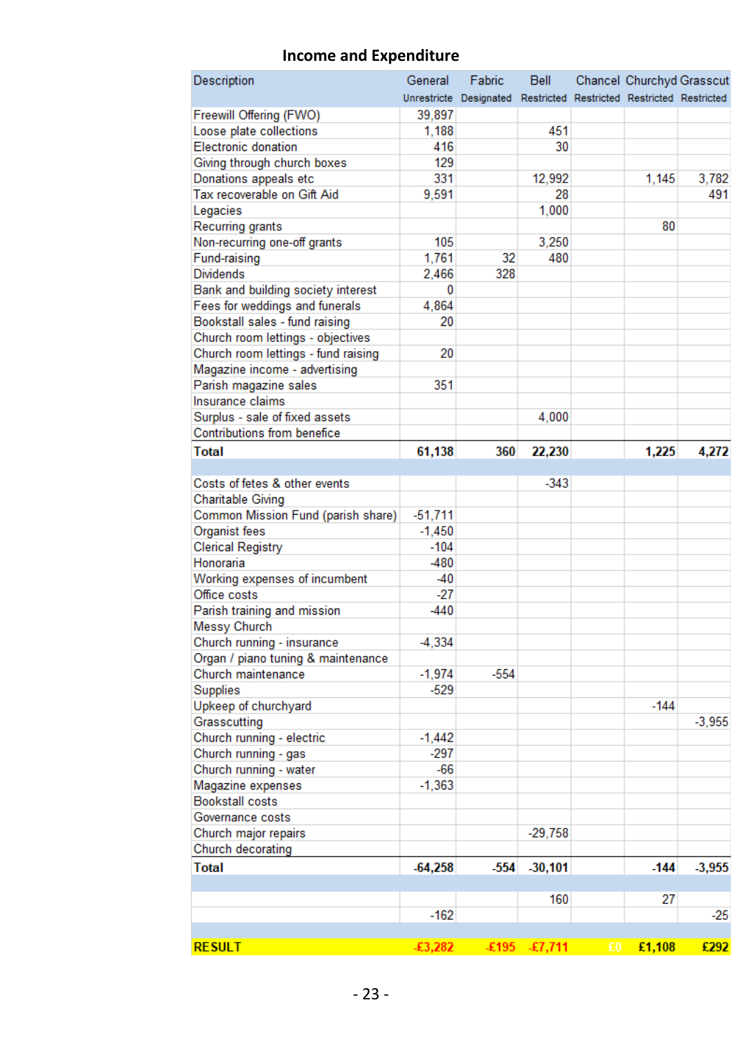## Income and Expenditure

| Description | General | Fabric | Bell | Chancel | Churchyd | Grasscut |
|---|---|---|---|---|---|---|
| | Unrestricte | Designated | Restricted | Restricted | Restricted | Restricted |
| Freewill Offering (FWO) | 39,897 | | | | | |
| Loose plate collections | 1,188 | | 451 | | | |
| Electronic donation | 416 | | 30 | | | |
| Giving through church boxes | 129 | | | | | |
| Donations appeals etc | 331 | | 12,992 | | 1,145 | 3,782 |
| Tax recoverable on Gift Aid | 9,591 | | 28 | | | 491 |
| Legacies | | | 1,000 | | | |
| Recurring grants | | | | | 80 | |
| Non-recurring one-off grants | 105 | | 3,250 | | | |
| Fund-raising | 1,761 | 32 | 480 | | | |
| Dividends | 2,466 | 328 | | | | |
| Bank and building society interest | 0 | | | | | |
| Fees for weddings and funerals | 4,864 | | | | | |
| Bookstall sales - fund raising | 20 | | | | | |
| Church room lettings - objectives | | | | | | |
| Church room lettings - fund raising | 20 | | | | | |
| Magazine income - advertising | | | | | | |
| Parish magazine sales | 351 | | | | | |
| Insurance claims | | | | | | |
| Surplus - sale of fixed assets | | | 4,000 | | | |
| Contributions from benefice | | | | | | |
| **Total** | **61,138** | **360** | **22,230** | | **1,225** | **4,272** |
| | | | | | | |
| Costs of fetes & other events | | | -343 | | | |
| Charitable Giving | | | | | | |
| Common Mission Fund (parish share) | -51,711 | | | | | |
| Organist fees | -1,450 | | | | | |
| Clerical Registry | -104 | | | | | |
| Honoraria | -480 | | | | | |
| Working expenses of incumbent | -40 | | | | | |
| Office costs | -27 | | | | | |
| Parish training and mission | -440 | | | | | |
| Messy Church | | | | | | |
| Church running - insurance | -4,334 | | | | | |
| Organ / piano tuning & maintenance | | | | | | |
| Church maintenance | -1,974 | -554 | | | | |
| Supplies | -529 | | | | | |
| Upkeep of churchyard | | | | | -144 | |
| Grasscutting | | | | | | -3,955 |
| Church running - electric | -1,442 | | | | | |
| Church running - gas | -297 | | | | | |
| Church running - water | -66 | | | | | |
| Magazine expenses | -1,363 | | | | | |
| Bookstall costs | | | | | | |
| Governance costs | | | | | | |
| Church major repairs | | | -29,758 | | | |
| Church decorating | | | | | | |
| **Total** | **-64,258** | **-554** | **-30,101** | | **-144** | **-3,955** |
| | | | | | | |
| | | | 160 | | 27 | |
| | -162 | | | | | -25 |
| | | | | | | |
| **RESULT** | **-£3,282** | **-£195** | **-£7,711** | **£0** | **£1,108** | **£292** |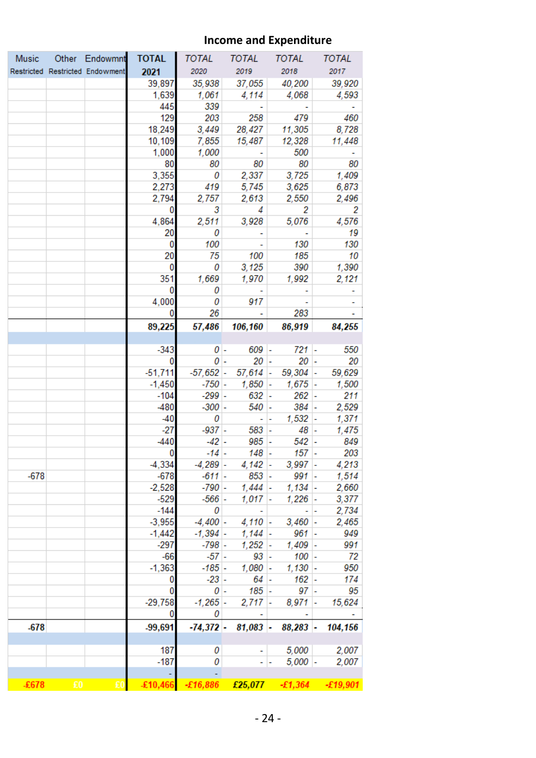## Income and Expenditure

| Music Restricted | Other Restricted | Endowmnt Endowment | TOTAL 2021 | TOTAL 2020 | TOTAL 2019 | TOTAL 2018 | TOTAL 2017 |
|---|---|---|---|---|---|---|---|
| | | | 39,897 | 35,938 | 37,055 | 40,200 | 39,920 |
| | | | 1,639 | 1,061 | 4,114 | 4,068 | 4,593 |
| | | | 445 | 339 | - | - | - |
| | | | 129 | 203 | 258 | 479 | 460 |
| | | | 18,249 | 3,449 | 28,427 | 11,305 | 8,728 |
| | | | 10,109 | 7,855 | 15,487 | 12,328 | 11,448 |
| | | | 1,000 | 1,000 | - | 500 | - |
| | | | 80 | 80 | 80 | 80 | 80 |
| | | | 3,355 | 0 | 2,337 | 3,725 | 1,409 |
| | | | 2,273 | 419 | 5,745 | 3,625 | 6,873 |
| | | | 2,794 | 2,757 | 2,613 | 2,550 | 2,496 |
| | | | 0 | 3 | 4 | 2 | 2 |
| | | | 4,864 | 2,511 | 3,928 | 5,076 | 4,576 |
| | | | 20 | 0 | - | - | 19 |
| | | | 0 | 100 | - | 130 | 130 |
| | | | 20 | 75 | 100 | 185 | 10 |
| | | | 0 | 0 | 3,125 | 390 | 1,390 |
| | | | 351 | 1,669 | 1,970 | 1,992 | 2,121 |
| | | | 0 | 0 | - | - | - |
| | | | 4,000 | 0 | 917 | - | - |
| | | | 0 | 26 | - | 283 | - |
| | | | **89,225** | **57,486** | **106,160** | **86,919** | **84,255** |
| | | | | | | | |
| | | | -343 | 0 | -609 | -721 | -550 |
| | | | 0 | 0 | -20 | -20 | -20 |
| | | | -51,711 | -57,652 | -57,614 | -59,304 | -59,629 |
| | | | -1,450 | -750 | -1,850 | -1,675 | -1,500 |
| | | | -104 | -299 | -632 | -262 | -211 |
| | | | -480 | -300 | -540 | -384 | -2,529 |
| | | | -40 | 0 | - | -1,532 | -1,371 |
| | | | -27 | -937 | -583 | -48 | -1,475 |
| | | | -440 | -42 | -985 | -542 | -849 |
| | | | 0 | -14 | -148 | -157 | -203 |
| | | | -4,334 | -4,289 | -4,142 | -3,997 | -4,213 |
| -678 | | | -678 | -611 | -853 | -991 | -1,514 |
| | | | -2,528 | -790 | -1,444 | -1,134 | -2,660 |
| | | | -529 | -566 | -1,017 | -1,226 | -3,377 |
| | | | -144 | 0 | - | - | -2,734 |
| | | | -3,955 | -4,400 | -4,110 | -3,460 | -2,465 |
| | | | -1,442 | -1,394 | -1,144 | -961 | -949 |
| | | | -297 | -798 | -1,252 | -1,409 | -991 |
| | | | -66 | -57 | -93 | -100 | -72 |
| | | | -1,363 | -185 | -1,080 | -1,130 | -950 |
| | | | 0 | -23 | -64 | -162 | -174 |
| | | | 0 | 0 | -185 | -97 | -95 |
| | | | -29,758 | -1,265 | -2,717 | -8,971 | -15,624 |
| | | | 0 | 0 | - | - | - |
| **-678** | | | **-99,691** | **-74,372** | **-81,083** | **-88,283** | **-104,156** |
| | | | | | | | |
| | | | 187 | 0 | - | 5,000 | 2,007 |
| | | | -187 | 0 | - | -5,000 | -2,007 |
| | | | - | - | | | |
| **-£678** | **£0** | **£0** | **-£10,466** | **-£16,886** | **£25,077** | **-£1,364** | **-£19,901** |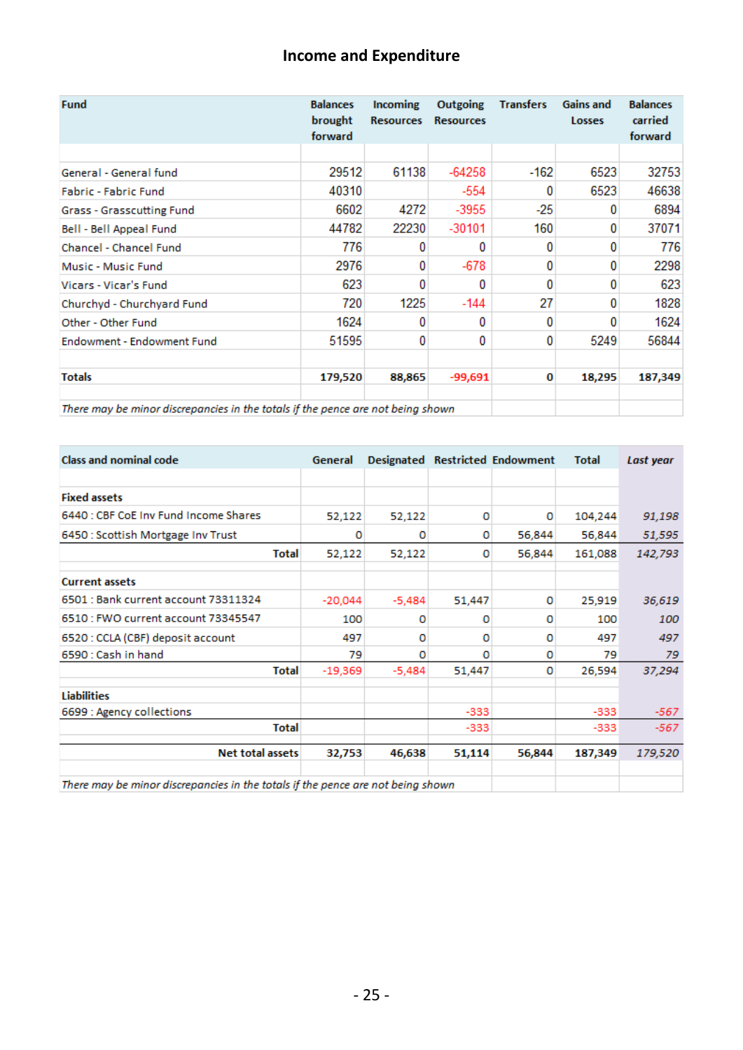## Income and Expenditure

| Fund | Balances brought forward | Incoming Resources | Outgoing Resources | Transfers | Gains and Losses | Balances carried forward |
|---|---|---|---|---|---|---|
| General - General fund | 29512 | 61138 | -64258 | -162 | 6523 | 32753 |
| Fabric - Fabric Fund | 40310 | | -554 | 0 | 6523 | 46638 |
| Grass - Grasscutting Fund | 6602 | 4272 | -3955 | -25 | 0 | 6894 |
| Bell - Bell Appeal Fund | 44782 | 22230 | -30101 | 160 | 0 | 37071 |
| Chancel - Chancel Fund | 776 | 0 | 0 | 0 | 0 | 776 |
| Music - Music Fund | 2976 | 0 | -678 | 0 | 0 | 2298 |
| Vicars - Vicar's Fund | 623 | 0 | 0 | 0 | 0 | 623 |
| Churchyd - Churchyard Fund | 720 | 1225 | -144 | 27 | 0 | 1828 |
| Other - Other Fund | 1624 | 0 | 0 | 0 | 0 | 1624 |
| Endowment - Endowment Fund | 51595 | 0 | 0 | 0 | 5249 | 56844 |
| **Totals** | **179,520** | **88,865** | **-99,691** | **0** | **18,295** | **187,349** |

*There may be minor discrepancies in the totals if the pence are not being shown*

| Class and nominal code | General | Designated | Restricted | Endowment | Total | *Last year* |
|---|---|---|---|---|---|---|
| **Fixed assets** | | | | | | |
| 6440 : CBF CoE Inv Fund Income Shares | 52,122 | 52,122 | 0 | 0 | 104,244 | *91,198* |
| 6450 : Scottish Mortgage Inv Trust | 0 | 0 | 0 | 56,844 | 56,844 | *51,595* |
| **Total** | 52,122 | 52,122 | 0 | 56,844 | 161,088 | *142,793* |
| **Current assets** | | | | | | |
| 6501 : Bank current account 73311324 | -20,044 | -5,484 | 51,447 | 0 | 25,919 | *36,619* |
| 6510 : FWO current account 73345547 | 100 | 0 | 0 | 0 | 100 | *100* |
| 6520 : CCLA (CBF) deposit account | 497 | 0 | 0 | 0 | 497 | *497* |
| 6590 : Cash in hand | 79 | 0 | 0 | 0 | 79 | *79* |
| **Total** | -19,369 | -5,484 | 51,447 | 0 | 26,594 | *37,294* |
| **Liabilities** | | | | | | |
| 6699 : Agency collections | | | -333 | | -333 | *-567* |
| **Total** | | | -333 | | -333 | *-567* |
| **Net total assets** | **32,753** | **46,638** | **51,114** | **56,844** | **187,349** | *179,520* |

*There may be minor discrepancies in the totals if the pence are not being shown*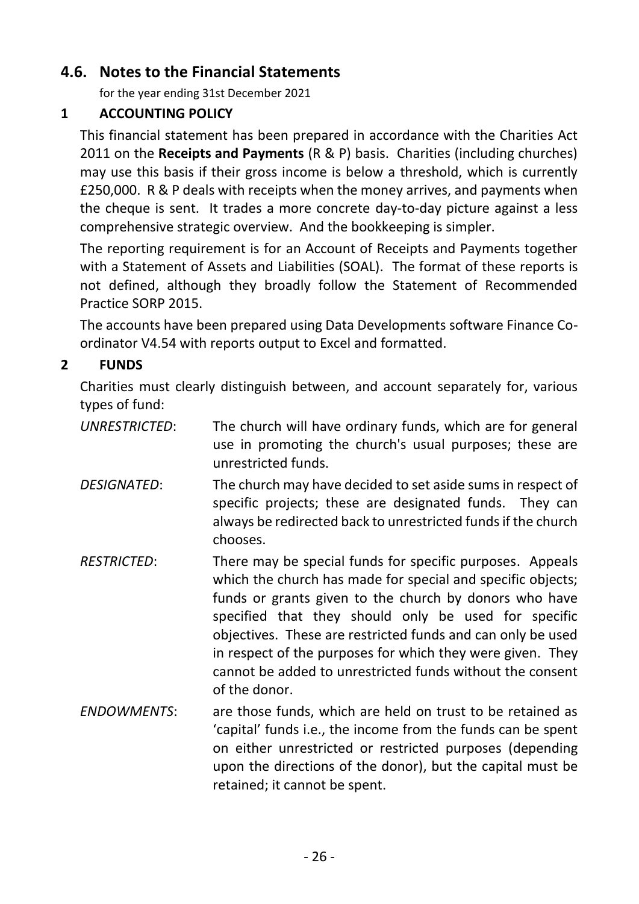## 4.6. Notes to the Financial Statements

for the year ending 31st December 2021

### 1 ACCOUNTING POLICY

This financial statement has been prepared in accordance with the Charities Act 2011 on the **Receipts and Payments** (R & P) basis. Charities (including churches) may use this basis if their gross income is below a threshold, which is currently £250,000. R & P deals with receipts when the money arrives, and payments when the cheque is sent. It trades a more concrete day-to-day picture against a less comprehensive strategic overview. And the bookkeeping is simpler.

The reporting requirement is for an Account of Receipts and Payments together with a Statement of Assets and Liabilities (SOAL). The format of these reports is not defined, although they broadly follow the Statement of Recommended Practice SORP 2015.

The accounts have been prepared using Data Developments software Finance Co-ordinator V4.54 with reports output to Excel and formatted.

### 2 FUNDS

Charities must clearly distinguish between, and account separately for, various types of fund:

*UNRESTRICTED*: The church will have ordinary funds, which are for general use in promoting the church's usual purposes; these are unrestricted funds.

*DESIGNATED*: The church may have decided to set aside sums in respect of specific projects; these are designated funds. They can always be redirected back to unrestricted funds if the church chooses.

*RESTRICTED*: There may be special funds for specific purposes. Appeals which the church has made for special and specific objects; funds or grants given to the church by donors who have specified that they should only be used for specific objectives. These are restricted funds and can only be used in respect of the purposes for which they were given. They cannot be added to unrestricted funds without the consent of the donor.

*ENDOWMENTS*: are those funds, which are held on trust to be retained as 'capital' funds i.e., the income from the funds can be spent on either unrestricted or restricted purposes (depending upon the directions of the donor), but the capital must be retained; it cannot be spent.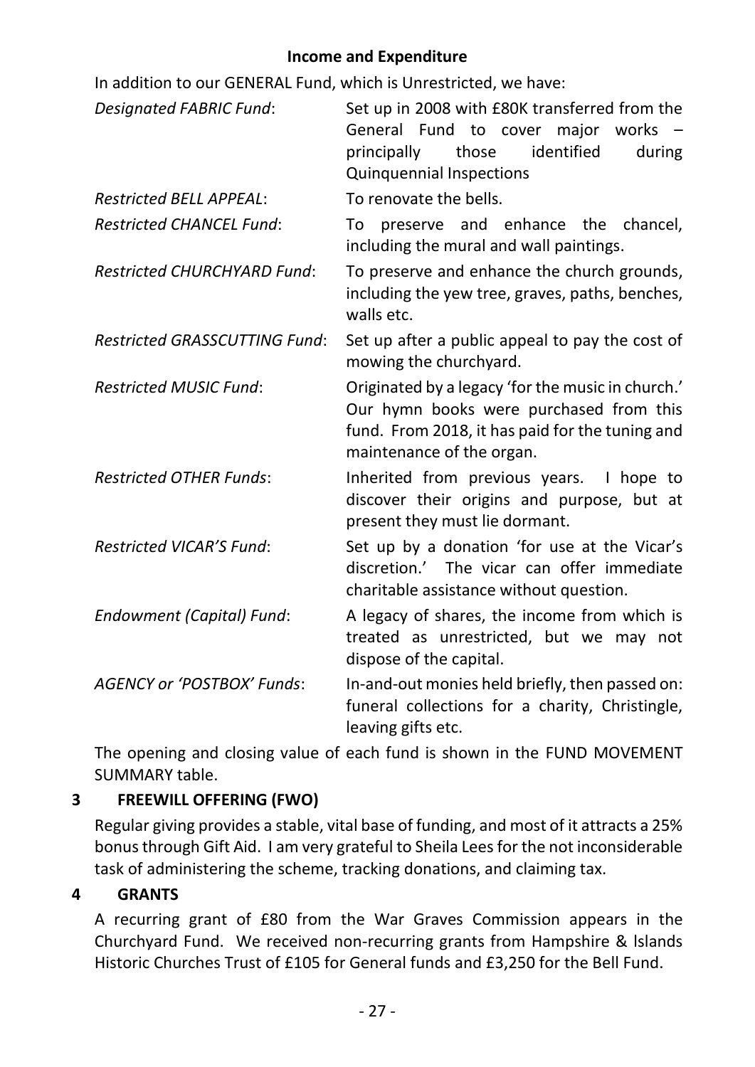**Income and Expenditure**

In addition to our GENERAL Fund, which is Unrestricted, we have:

| | |
|---|---|
| *Designated FABRIC Fund*: | Set up in 2008 with £80K transferred from the General Fund to cover major works – principally those identified during Quinquennial Inspections |
| *Restricted BELL APPEAL*: | To renovate the bells. |
| *Restricted CHANCEL Fund*: | To preserve and enhance the chancel, including the mural and wall paintings. |
| *Restricted CHURCHYARD Fund*: | To preserve and enhance the church grounds, including the yew tree, graves, paths, benches, walls etc. |
| *Restricted GRASSCUTTING Fund*: | Set up after a public appeal to pay the cost of mowing the churchyard. |
| *Restricted MUSIC Fund*: | Originated by a legacy 'for the music in church.' Our hymn books were purchased from this fund. From 2018, it has paid for the tuning and maintenance of the organ. |
| *Restricted OTHER Funds*: | Inherited from previous years. I hope to discover their origins and purpose, but at present they must lie dormant. |
| *Restricted VICAR'S Fund*: | Set up by a donation 'for use at the Vicar's discretion.' The vicar can offer immediate charitable assistance without question. |
| *Endowment (Capital) Fund*: | A legacy of shares, the income from which is treated as unrestricted, but we may not dispose of the capital. |
| *AGENCY or 'POSTBOX' Funds*: | In-and-out monies held briefly, then passed on: funeral collections for a charity, Christingle, leaving gifts etc. |

The opening and closing value of each fund is shown in the FUND MOVEMENT SUMMARY table.

## 3 FREEWILL OFFERING (FWO)

Regular giving provides a stable, vital base of funding, and most of it attracts a 25% bonus through Gift Aid. I am very grateful to Sheila Lees for the not inconsiderable task of administering the scheme, tracking donations, and claiming tax.

## 4 GRANTS

A recurring grant of £80 from the War Graves Commission appears in the Churchyard Fund. We received non-recurring grants from Hampshire & Islands Historic Churches Trust of £105 for General funds and £3,250 for the Bell Fund.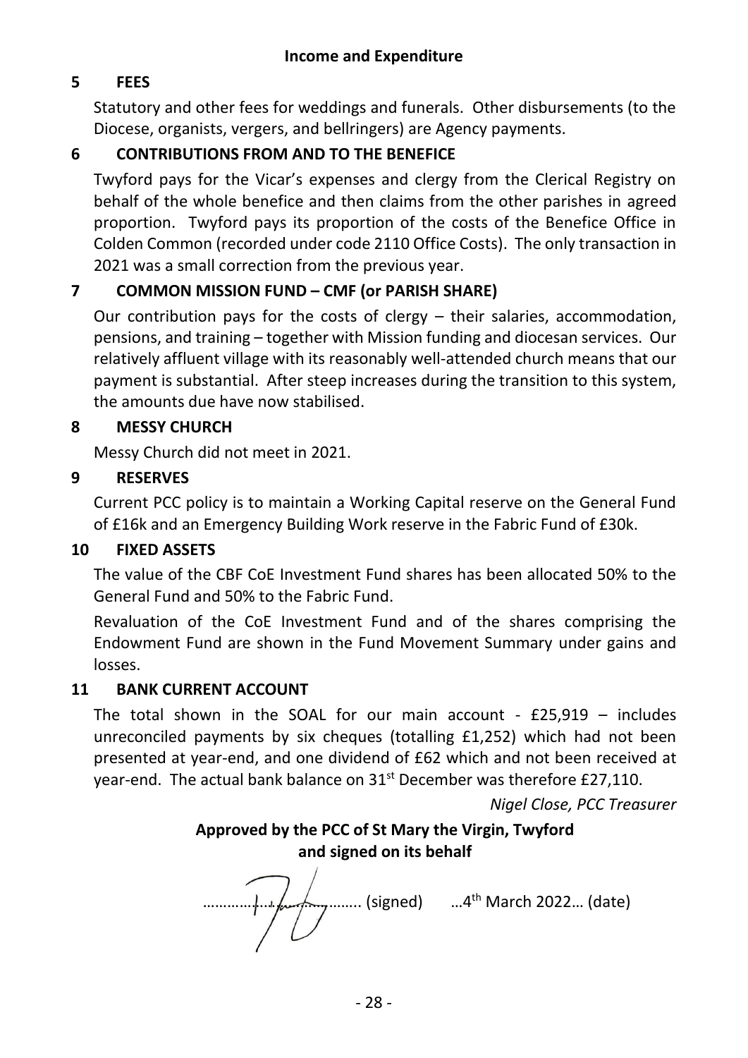## Income and Expenditure

### 5 FEES

Statutory and other fees for weddings and funerals. Other disbursements (to the Diocese, organists, vergers, and bellringers) are Agency payments.

### 6 CONTRIBUTIONS FROM AND TO THE BENEFICE

Twyford pays for the Vicar's expenses and clergy from the Clerical Registry on behalf of the whole benefice and then claims from the other parishes in agreed proportion. Twyford pays its proportion of the costs of the Benefice Office in Colden Common (recorded under code 2110 Office Costs). The only transaction in 2021 was a small correction from the previous year.

### 7 COMMON MISSION FUND – CMF (or PARISH SHARE)

Our contribution pays for the costs of clergy – their salaries, accommodation, pensions, and training – together with Mission funding and diocesan services. Our relatively affluent village with its reasonably well-attended church means that our payment is substantial. After steep increases during the transition to this system, the amounts due have now stabilised.

### 8 MESSY CHURCH

Messy Church did not meet in 2021.

### 9 RESERVES

Current PCC policy is to maintain a Working Capital reserve on the General Fund of £16k and an Emergency Building Work reserve in the Fabric Fund of £30k.

### 10 FIXED ASSETS

The value of the CBF CoE Investment Fund shares has been allocated 50% to the General Fund and 50% to the Fabric Fund.

Revaluation of the CoE Investment Fund and of the shares comprising the Endowment Fund are shown in the Fund Movement Summary under gains and losses.

### 11 BANK CURRENT ACCOUNT

The total shown in the SOAL for our main account - £25,919 – includes unreconciled payments by six cheques (totalling £1,252) which had not been presented at year-end, and one dividend of £62 which and not been received at year-end. The actual bank balance on 31st December was therefore £27,110.

*Nigel Close, PCC Treasurer*

**Approved by the PCC of St Mary the Virgin, Twyford and signed on its behalf**

……………………………….. (signed) …4th March 2022… (date)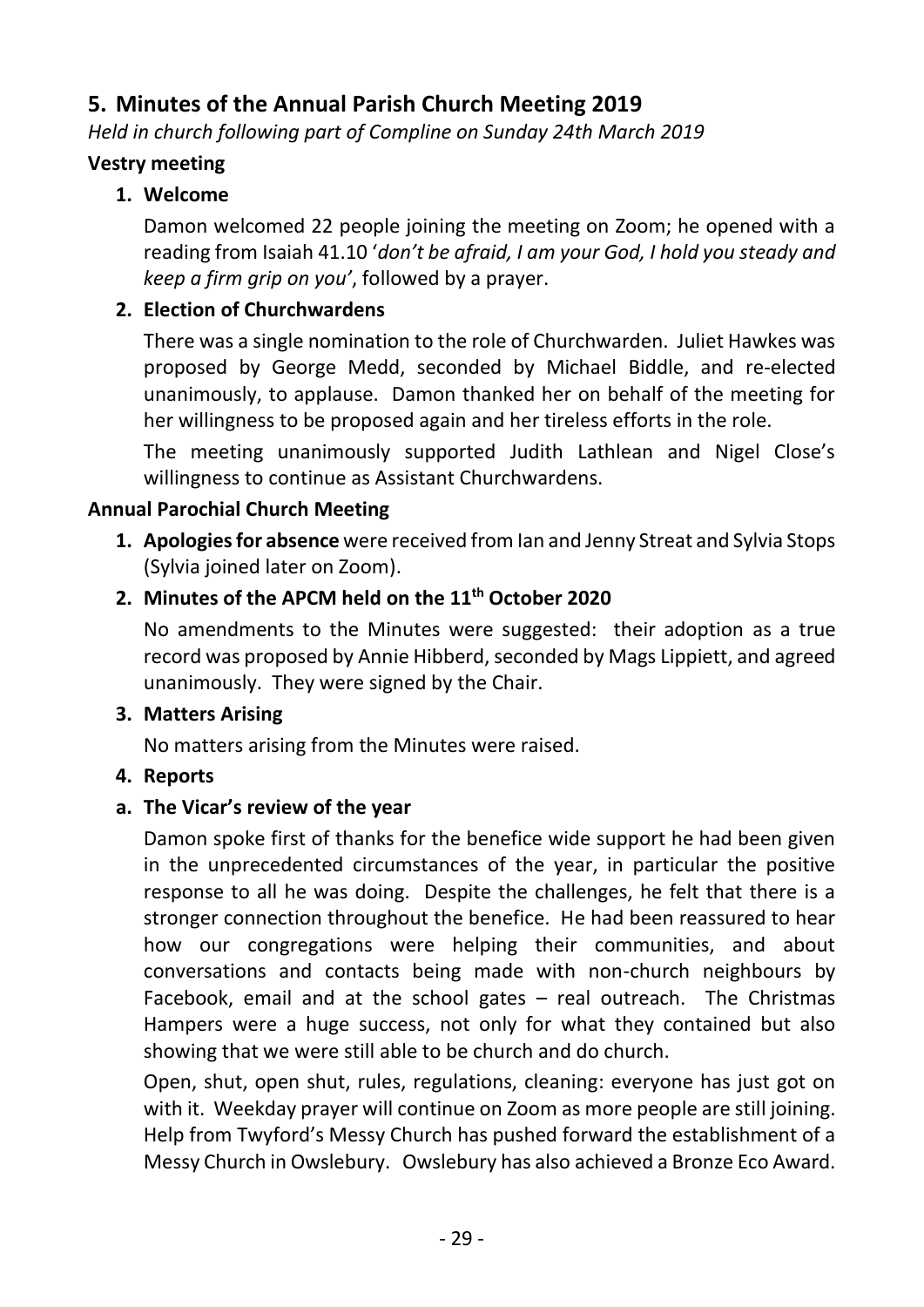## 5. Minutes of the Annual Parish Church Meeting 2019

*Held in church following part of Compline on Sunday 24th March 2019*

### Vestry meeting

**1. Welcome**

Damon welcomed 22 people joining the meeting on Zoom; he opened with a reading from Isaiah 41.10 '*don't be afraid, I am your God, I hold you steady and keep a firm grip on you'*, followed by a prayer.

**2. Election of Churchwardens**

There was a single nomination to the role of Churchwarden. Juliet Hawkes was proposed by George Medd, seconded by Michael Biddle, and re-elected unanimously, to applause. Damon thanked her on behalf of the meeting for her willingness to be proposed again and her tireless efforts in the role.

The meeting unanimously supported Judith Lathlean and Nigel Close's willingness to continue as Assistant Churchwardens.

### Annual Parochial Church Meeting

**1. Apologies for absence** were received from Ian and Jenny Streat and Sylvia Stops (Sylvia joined later on Zoom).

**2. Minutes of the APCM held on the 11th October 2020**

No amendments to the Minutes were suggested: their adoption as a true record was proposed by Annie Hibberd, seconded by Mags Lippiett, and agreed unanimously. They were signed by the Chair.

**3. Matters Arising**

No matters arising from the Minutes were raised.

**4. Reports**

**a. The Vicar's review of the year**

Damon spoke first of thanks for the benefice wide support he had been given in the unprecedented circumstances of the year, in particular the positive response to all he was doing. Despite the challenges, he felt that there is a stronger connection throughout the benefice. He had been reassured to hear how our congregations were helping their communities, and about conversations and contacts being made with non-church neighbours by Facebook, email and at the school gates – real outreach. The Christmas Hampers were a huge success, not only for what they contained but also showing that we were still able to be church and do church.

Open, shut, open shut, rules, regulations, cleaning: everyone has just got on with it. Weekday prayer will continue on Zoom as more people are still joining. Help from Twyford's Messy Church has pushed forward the establishment of a Messy Church in Owslebury. Owslebury has also achieved a Bronze Eco Award.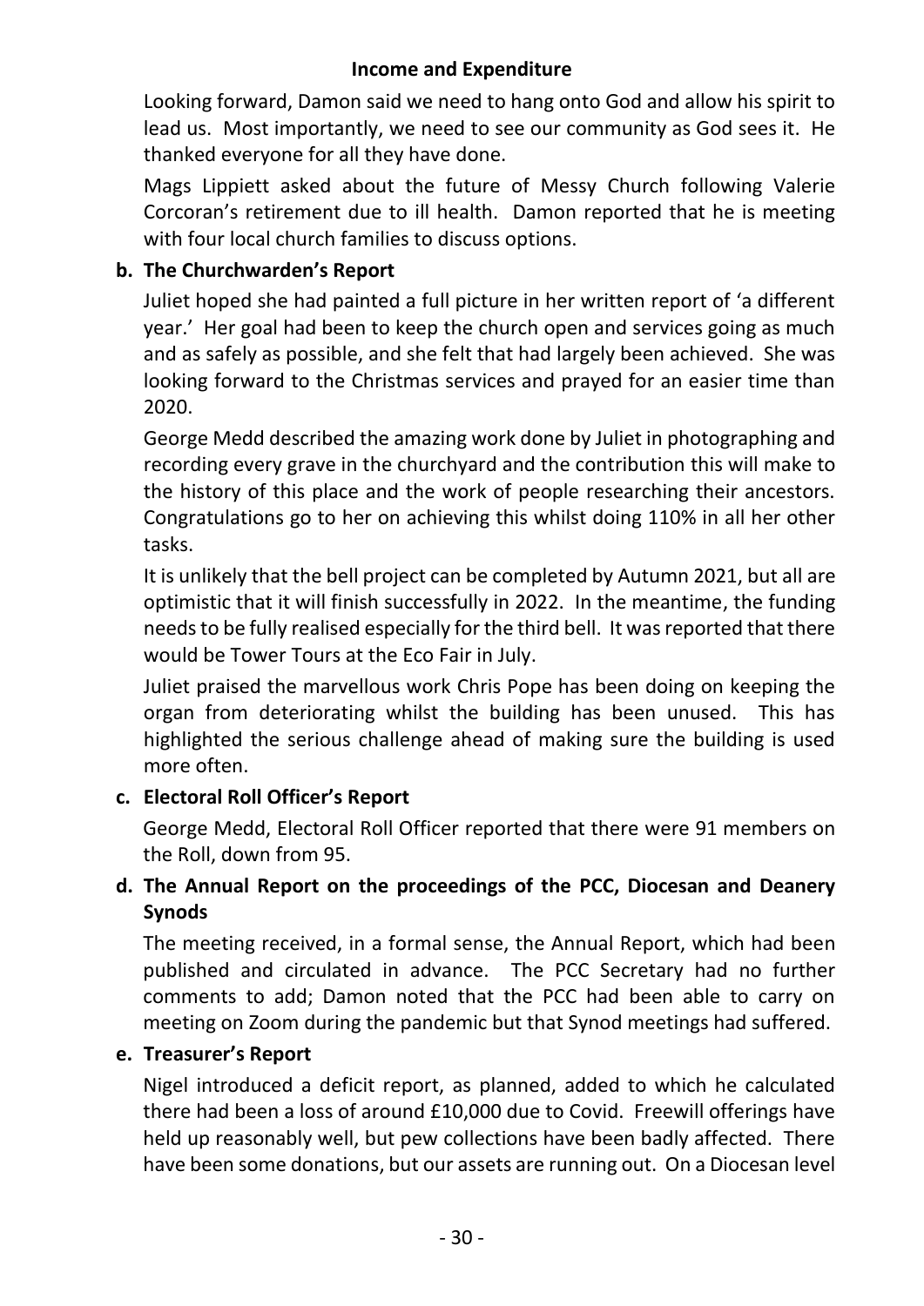## Income and Expenditure

Looking forward, Damon said we need to hang onto God and allow his spirit to lead us. Most importantly, we need to see our community as God sees it. He thanked everyone for all they have done.

Mags Lippiett asked about the future of Messy Church following Valerie Corcoran's retirement due to ill health. Damon reported that he is meeting with four local church families to discuss options.

**b. The Churchwarden's Report**

Juliet hoped she had painted a full picture in her written report of 'a different year.' Her goal had been to keep the church open and services going as much and as safely as possible, and she felt that had largely been achieved. She was looking forward to the Christmas services and prayed for an easier time than 2020.

George Medd described the amazing work done by Juliet in photographing and recording every grave in the churchyard and the contribution this will make to the history of this place and the work of people researching their ancestors. Congratulations go to her on achieving this whilst doing 110% in all her other tasks.

It is unlikely that the bell project can be completed by Autumn 2021, but all are optimistic that it will finish successfully in 2022. In the meantime, the funding needs to be fully realised especially for the third bell. It was reported that there would be Tower Tours at the Eco Fair in July.

Juliet praised the marvellous work Chris Pope has been doing on keeping the organ from deteriorating whilst the building has been unused. This has highlighted the serious challenge ahead of making sure the building is used more often.

**c. Electoral Roll Officer's Report**

George Medd, Electoral Roll Officer reported that there were 91 members on the Roll, down from 95.

**d. The Annual Report on the proceedings of the PCC, Diocesan and Deanery Synods**

The meeting received, in a formal sense, the Annual Report, which had been published and circulated in advance. The PCC Secretary had no further comments to add; Damon noted that the PCC had been able to carry on meeting on Zoom during the pandemic but that Synod meetings had suffered.

**e. Treasurer's Report**

Nigel introduced a deficit report, as planned, added to which he calculated there had been a loss of around £10,000 due to Covid. Freewill offerings have held up reasonably well, but pew collections have been badly affected. There have been some donations, but our assets are running out. On a Diocesan level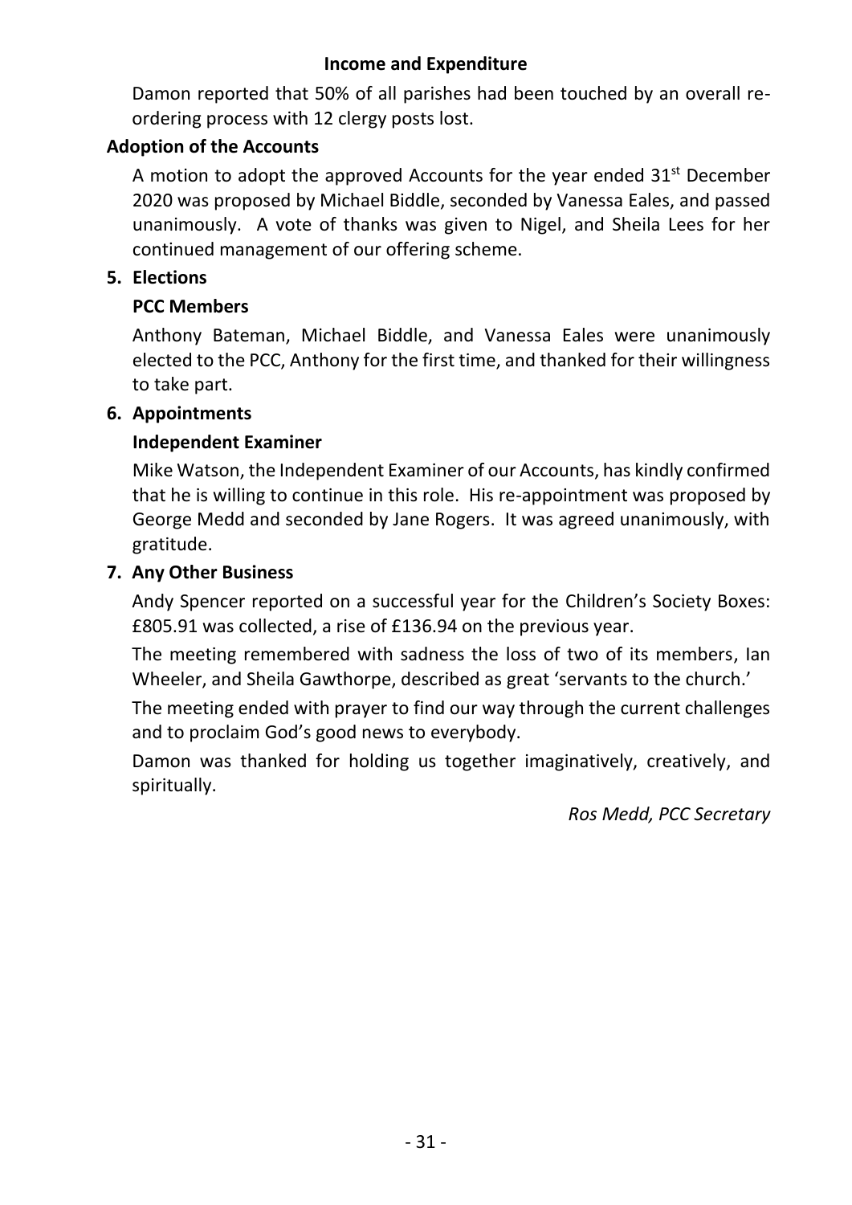### Income and Expenditure

Damon reported that 50% of all parishes had been touched by an overall re-ordering process with 12 clergy posts lost.

### Adoption of the Accounts

A motion to adopt the approved Accounts for the year ended 31st December 2020 was proposed by Michael Biddle, seconded by Vanessa Eales, and passed unanimously. A vote of thanks was given to Nigel, and Sheila Lees for her continued management of our offering scheme.

## 5. Elections

### PCC Members

Anthony Bateman, Michael Biddle, and Vanessa Eales were unanimously elected to the PCC, Anthony for the first time, and thanked for their willingness to take part.

## 6. Appointments

### Independent Examiner

Mike Watson, the Independent Examiner of our Accounts, has kindly confirmed that he is willing to continue in this role. His re-appointment was proposed by George Medd and seconded by Jane Rogers. It was agreed unanimously, with gratitude.

## 7. Any Other Business

Andy Spencer reported on a successful year for the Children's Society Boxes: £805.91 was collected, a rise of £136.94 on the previous year.

The meeting remembered with sadness the loss of two of its members, Ian Wheeler, and Sheila Gawthorpe, described as great 'servants to the church.'

The meeting ended with prayer to find our way through the current challenges and to proclaim God's good news to everybody.

Damon was thanked for holding us together imaginatively, creatively, and spiritually.

*Ros Medd, PCC Secretary*